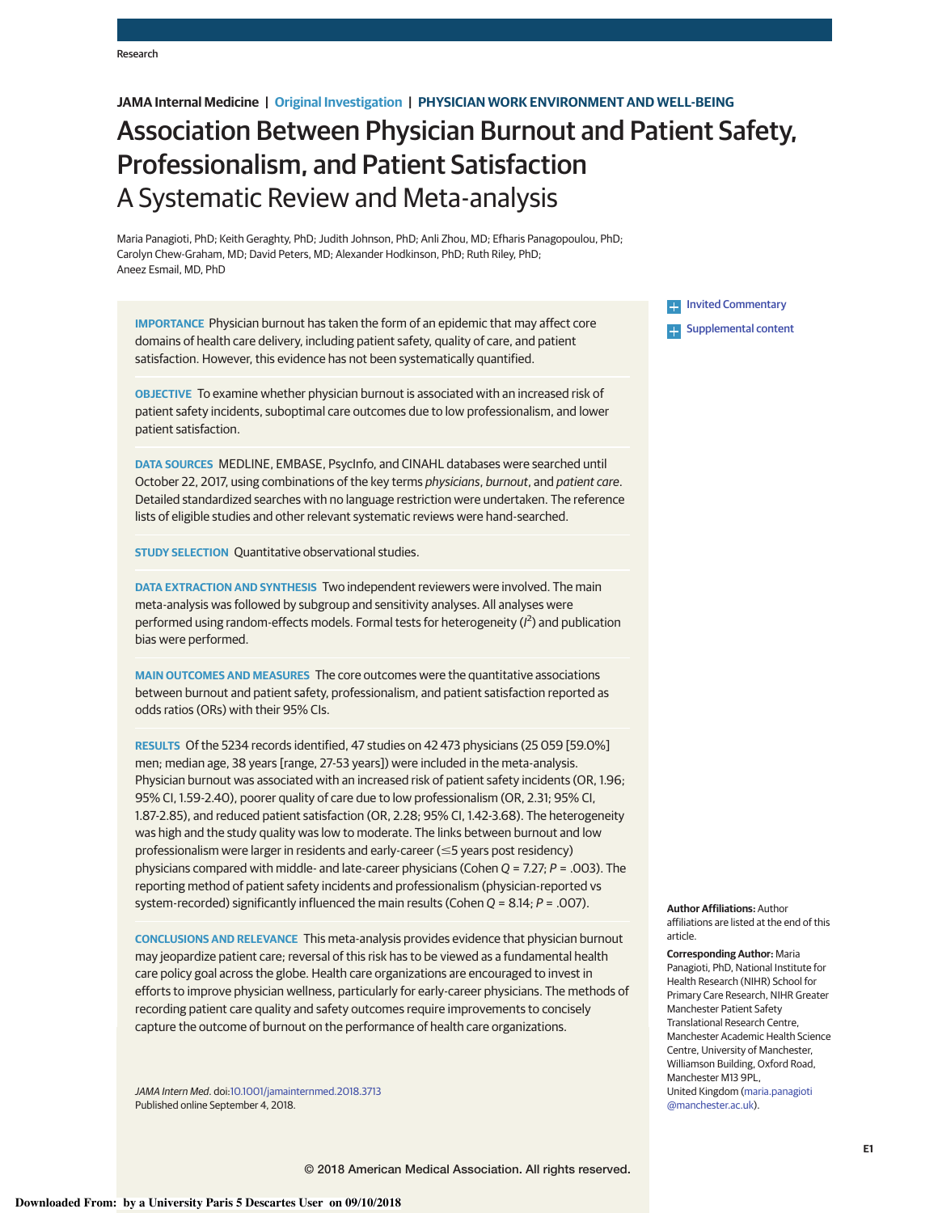JAMA Internal Medicine | Original Investigation | PHYSICIAN WORK ENVIRONMENT AND WELL-BEING

# Association Between Physician Burnout and Patient Safety, Professionalism, and Patient Satisfaction
## A Systematic Review and Meta-analysis

Maria Panagioti, PhD; Keith Geraghty, PhD; Judith Johnson, PhD; Anli Zhou, MD; Efharis Panagopoulou, PhD; Carolyn Chew-Graham, MD; David Peters, MD; Alexander Hodkinson, PhD; Ruth Riley, PhD; Aneez Esmail, MD, PhD

**IMPORTANCE** Physician burnout has taken the form of an epidemic that may affect core domains of health care delivery, including patient safety, quality of care, and patient satisfaction. However, this evidence has not been systematically quantified.

**OBJECTIVE** To examine whether physician burnout is associated with an increased risk of patient safety incidents, suboptimal care outcomes due to low professionalism, and lower patient satisfaction.

**DATA SOURCES** MEDLINE, EMBASE, PsycInfo, and CINAHL databases were searched until October 22, 2017, using combinations of the key terms *physicians*, *burnout*, and *patient care*. Detailed standardized searches with no language restriction were undertaken. The reference lists of eligible studies and other relevant systematic reviews were hand-searched.

**STUDY SELECTION** Quantitative observational studies.

**DATA EXTRACTION AND SYNTHESIS** Two independent reviewers were involved. The main meta-analysis was followed by subgroup and sensitivity analyses. All analyses were performed using random-effects models. Formal tests for heterogeneity ($I^2$) and publication bias were performed.

**MAIN OUTCOMES AND MEASURES** The core outcomes were the quantitative associations between burnout and patient safety, professionalism, and patient satisfaction reported as odds ratios (ORs) with their 95% CIs.

**RESULTS** Of the 5234 records identified, 47 studies on 42 473 physicians (25 059 [59.0%] men; median age, 38 years [range, 27-53 years]) were included in the meta-analysis. Physician burnout was associated with an increased risk of patient safety incidents (OR, 1.96; 95% CI, 1.59-2.40), poorer quality of care due to low professionalism (OR, 2.31; 95% CI, 1.87-2.85), and reduced patient satisfaction (OR, 2.28; 95% CI, 1.42-3.68). The heterogeneity was high and the study quality was low to moderate. The links between burnout and low professionalism were larger in residents and early-career (≤5 years post residency) physicians compared with middle- and late-career physicians (Cohen $Q = 7.27$; $P = .003$). The reporting method of patient safety incidents and professionalism (physician-reported vs system-recorded) significantly influenced the main results (Cohen $Q = 8.14$; $P = .007$).

**CONCLUSIONS AND RELEVANCE** This meta-analysis provides evidence that physician burnout may jeopardize patient care; reversal of this risk has to be viewed as a fundamental health care policy goal across the globe. Health care organizations are encouraged to invest in efforts to improve physician wellness, particularly for early-career physicians. The methods of recording patient care quality and safety outcomes require improvements to concisely capture the outcome of burnout on the performance of health care organizations.

*JAMA Intern Med*. doi:10.1001/jamainternmed.2018.3713
Published online September 4, 2018.

Invited Commentary

Supplemental content

**Author Affiliations:** Author affiliations are listed at the end of this article.

**Corresponding Author:** Maria Panagioti, PhD, National Institute for Health Research (NIHR) School for Primary Care Research, NIHR Greater Manchester Patient Safety Translational Research Centre, Manchester Academic Health Science Centre, University of Manchester, Williamson Building, Oxford Road, Manchester M13 9PL, United Kingdom (maria.panagioti@manchester.ac.uk).

© 2018 American Medical Association. All rights reserved.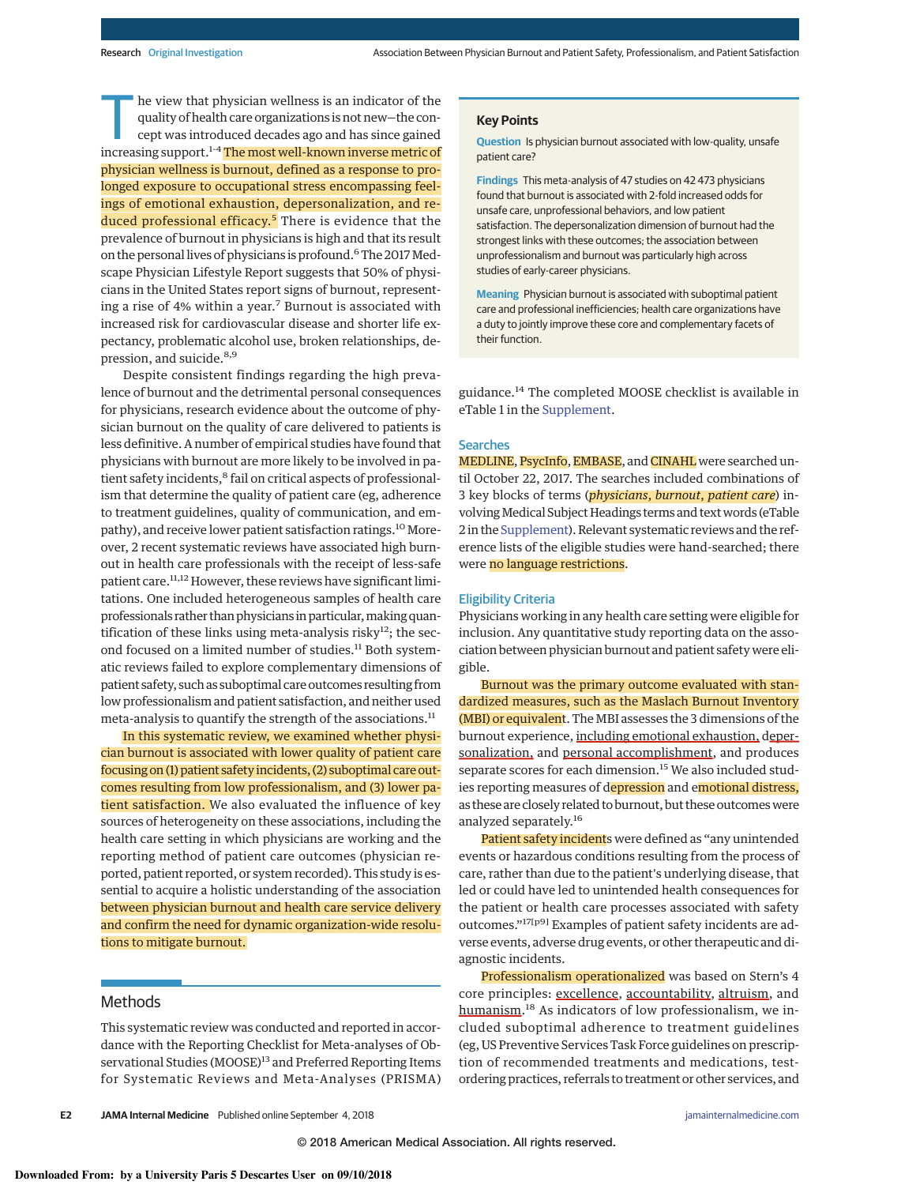The view that physician wellness is an indicator of the quality of health care organizations is not new—the concept was introduced decades ago and has since gained increasing support.[1-4] The most well-known inverse metric of physician wellness is burnout, defined as a response to prolonged exposure to occupational stress encompassing feelings of emotional exhaustion, depersonalization, and reduced professional efficacy.[5] There is evidence that the prevalence of burnout in physicians is high and that its result on the personal lives of physicians is profound.[6] The 2017 Medscape Physician Lifestyle Report suggests that 50% of physicians in the United States report signs of burnout, representing a rise of 4% within a year.[7] Burnout is associated with increased risk for cardiovascular disease and shorter life expectancy, problematic alcohol use, broken relationships, depression, and suicide.[8,9]

Despite consistent findings regarding the high prevalence of burnout and the detrimental personal consequences for physicians, research evidence about the outcome of physician burnout on the quality of care delivered to patients is less definitive. A number of empirical studies have found that physicians with burnout are more likely to be involved in patient safety incidents,[8] fail on critical aspects of professionalism that determine the quality of patient care (eg, adherence to treatment guidelines, quality of communication, and empathy), and receive lower patient satisfaction ratings.[10] Moreover, 2 recent systematic reviews have associated high burnout in health care professionals with the receipt of less-safe patient care.[11,12] However, these reviews have significant limitations. One included heterogeneous samples of health care professionals rather than physicians in particular, making quantification of these links using meta-analysis risky[12]; the second focused on a limited number of studies.[11] Both systematic reviews failed to explore complementary dimensions of patient safety, such as suboptimal care outcomes resulting from low professionalism and patient satisfaction, and neither used meta-analysis to quantify the strength of the associations.[11]

In this systematic review, we examined whether physician burnout is associated with lower quality of patient care focusing on (1) patient safety incidents, (2) suboptimal care outcomes resulting from low professionalism, and (3) lower patient satisfaction. We also evaluated the influence of key sources of heterogeneity on these associations, including the health care setting in which physicians are working and the reporting method of patient care outcomes (physician reported, patient reported, or system recorded). This study is essential to acquire a holistic understanding of the association between physician burnout and health care service delivery and confirm the need for dynamic organization-wide resolutions to mitigate burnout.

> **Key Points**
>
> **Question** Is physician burnout associated with low-quality, unsafe patient care?
>
> **Findings** This meta-analysis of 47 studies on 42 473 physicians found that burnout is associated with 2-fold increased odds for unsafe care, unprofessional behaviors, and low patient satisfaction. The depersonalization dimension of burnout had the strongest links with these outcomes; the association between unprofessionalism and burnout was particularly high across studies of early-career physicians.
>
> **Meaning** Physician burnout is associated with suboptimal patient care and professional inefficiencies; health care organizations have a duty to jointly improve these core and complementary facets of their function.

## Methods

This systematic review was conducted and reported in accordance with the Reporting Checklist for Meta-analyses of Observational Studies (MOOSE)[13] and Preferred Reporting Items for Systematic Reviews and Meta-Analyses (PRISMA) guidance.[14] The completed MOOSE checklist is available in eTable 1 in the Supplement.

### Searches

MEDLINE, PsycInfo, EMBASE, and CINAHL were searched until October 22, 2017. The searches included combinations of 3 key blocks of terms (*physicians*, *burnout*, *patient care*) involving Medical Subject Headings terms and text words (eTable 2 in the Supplement). Relevant systematic reviews and the reference lists of the eligible studies were hand-searched; there were no language restrictions.

### Eligibility Criteria

Physicians working in any health care setting were eligible for inclusion. Any quantitative study reporting data on the association between physician burnout and patient safety were eligible.

Burnout was the primary outcome evaluated with standardized measures, such as the Maslach Burnout Inventory (MBI) or equivalent. The MBI assesses the 3 dimensions of the burnout experience, including emotional exhaustion, depersonalization, and personal accomplishment, and produces separate scores for each dimension.[15] We also included studies reporting measures of depression and emotional distress, as these are closely related to burnout, but these outcomes were analyzed separately.[16]

Patient safety incidents were defined as "any unintended events or hazardous conditions resulting from the process of care, rather than due to the patient's underlying disease, that led or could have led to unintended health consequences for the patient or health care processes associated with safety outcomes."[17(p9)] Examples of patient safety incidents are adverse events, adverse drug events, or other therapeutic and diagnostic incidents.

Professionalism operationalized was based on Stern's 4 core principles: excellence, accountability, altruism, and humanism.[18] As indicators of low professionalism, we included suboptimal adherence to treatment guidelines (eg, US Preventive Services Task Force guidelines on prescription of recommended treatments and medications, test-ordering practices, referrals to treatment or other services, and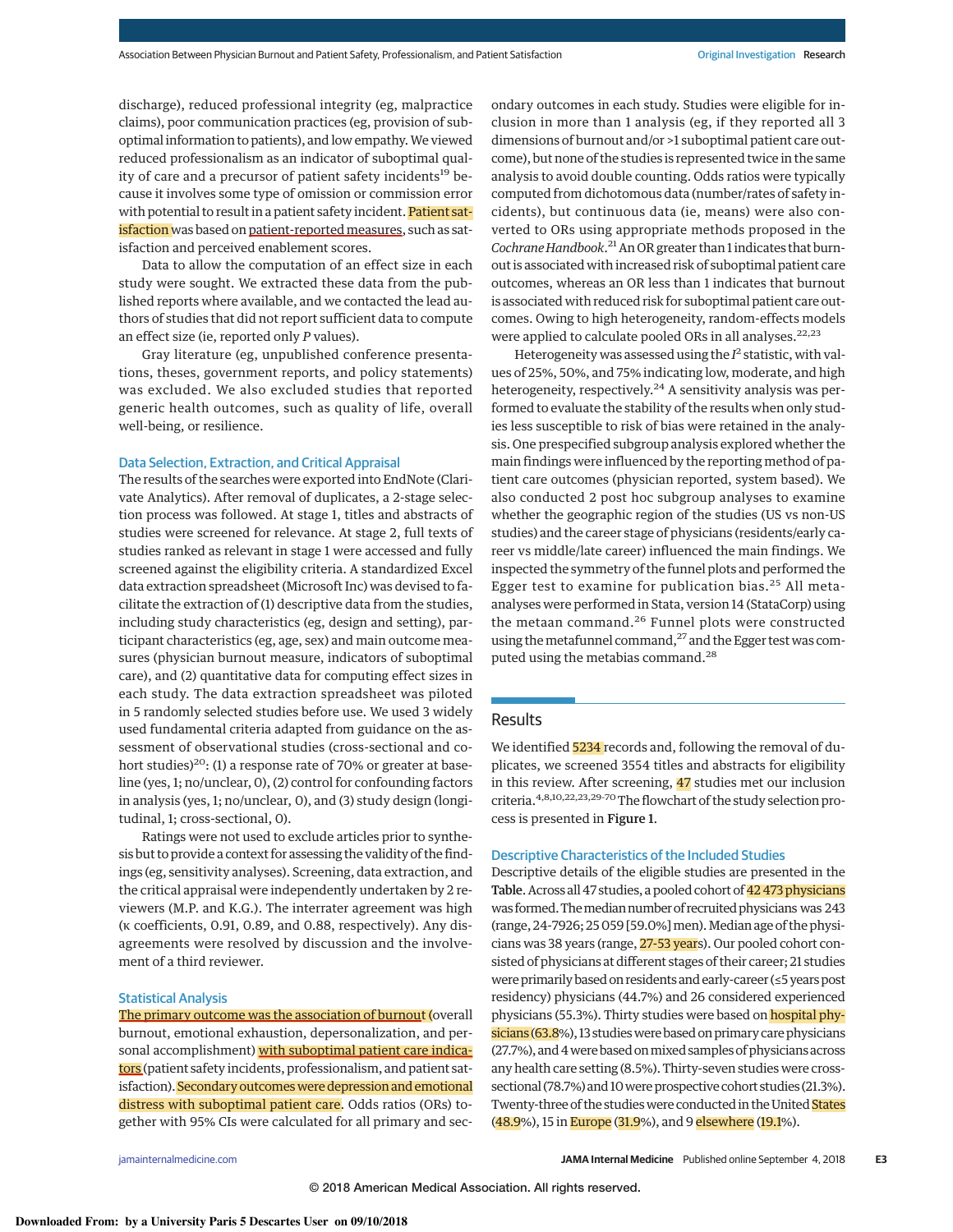discharge), reduced professional integrity (eg, malpractice claims), poor communication practices (eg, provision of suboptimal information to patients), and low empathy. We viewed reduced professionalism as an indicator of suboptimal quality of care and a precursor of patient safety incidents[19] because it involves some type of omission or commission error with potential to result in a patient safety incident. Patient satisfaction was based on patient-reported measures, such as satisfaction and perceived enablement scores.

Data to allow the computation of an effect size in each study were sought. We extracted these data from the published reports where available, and we contacted the lead authors of studies that did not report sufficient data to compute an effect size (ie, reported only *P* values).

Gray literature (eg, unpublished conference presentations, theses, government reports, and policy statements) was excluded. We also excluded studies that reported generic health outcomes, such as quality of life, overall well-being, or resilience.

### Data Selection, Extraction, and Critical Appraisal

The results of the searches were exported into EndNote (Clarivate Analytics). After removal of duplicates, a 2-stage selection process was followed. At stage 1, titles and abstracts of studies were screened for relevance. At stage 2, full texts of studies ranked as relevant in stage 1 were accessed and fully screened against the eligibility criteria. A standardized Excel data extraction spreadsheet (Microsoft Inc) was devised to facilitate the extraction of (1) descriptive data from the studies, including study characteristics (eg, design and setting), participant characteristics (eg, age, sex) and main outcome measures (physician burnout measure, indicators of suboptimal care), and (2) quantitative data for computing effect sizes in each study. The data extraction spreadsheet was piloted in 5 randomly selected studies before use. We used 3 widely used fundamental criteria adapted from guidance on the assessment of observational studies (cross-sectional and cohort studies)[20]: (1) a response rate of 70% or greater at baseline (yes, 1; no/unclear, 0), (2) control for confounding factors in analysis (yes, 1; no/unclear, 0), and (3) study design (longitudinal, 1; cross-sectional, 0).

Ratings were not used to exclude articles prior to synthesis but to provide a context for assessing the validity of the findings (eg, sensitivity analyses). Screening, data extraction, and the critical appraisal were independently undertaken by 2 reviewers (M.P. and K.G.). The interrater agreement was high (κ coefficients, 0.91, 0.89, and 0.88, respectively). Any disagreements were resolved by discussion and the involvement of a third reviewer.

### Statistical Analysis

The primary outcome was the association of burnout (overall burnout, emotional exhaustion, depersonalization, and personal accomplishment) with suboptimal patient care indicators (patient safety incidents, professionalism, and patient satisfaction). Secondary outcomes were depression and emotional distress with suboptimal patient care. Odds ratios (ORs) together with 95% CIs were calculated for all primary and secondary outcomes in each study. Studies were eligible for inclusion in more than 1 analysis (eg, if they reported all 3 dimensions of burnout and/or >1 suboptimal patient care outcome), but none of the studies is represented twice in the same analysis to avoid double counting. Odds ratios were typically computed from dichotomous data (number/rates of safety incidents), but continuous data (ie, means) were also converted to ORs using appropriate methods proposed in the *Cochrane Handbook*.[21] An OR greater than 1 indicates that burnout is associated with increased risk of suboptimal patient care outcomes, whereas an OR less than 1 indicates that burnout is associated with reduced risk for suboptimal patient care outcomes. Owing to high heterogeneity, random-effects models were applied to calculate pooled ORs in all analyses.[22,23]

Heterogeneity was assessed using the $I^2$ statistic, with values of 25%, 50%, and 75% indicating low, moderate, and high heterogeneity, respectively.[24] A sensitivity analysis was performed to evaluate the stability of the results when only studies less susceptible to risk of bias were retained in the analysis. One prespecified subgroup analysis explored whether the main findings were influenced by the reporting method of patient care outcomes (physician reported, system based). We also conducted 2 post hoc subgroup analyses to examine whether the geographic region of the studies (US vs non-US studies) and the career stage of physicians (residents/early career vs middle/late career) influenced the main findings. We inspected the symmetry of the funnel plots and performed the Egger test to examine for publication bias.[25] All meta-analyses were performed in Stata, version 14 (StataCorp) using the metaan command.[26] Funnel plots were constructed using the metafunnel command,[27] and the Egger test was computed using the metabias command.[28]

## Results

We identified 5234 records and, following the removal of duplicates, we screened 3554 titles and abstracts for eligibility in this review. After screening, 47 studies met our inclusion criteria.[4,8,10,22,23,29-70] The flowchart of the study selection process is presented in Figure 1.

### Descriptive Characteristics of the Included Studies

Descriptive details of the eligible studies are presented in the Table. Across all 47 studies, a pooled cohort of 42 473 physicians was formed. The median number of recruited physicians was 243 (range, 24-7926; 25 059 [59.0%] men). Median age of the physicians was 38 years (range, 27-53 years). Our pooled cohort consisted of physicians at different stages of their career; 21 studies were primarily based on residents and early-career (≤5 years post residency) physicians (44.7%) and 26 considered experienced physicians (55.3%). Thirty studies were based on hospital physicians (63.8%), 13 studies were based on primary care physicians (27.7%), and 4 were based on mixed samples of physicians across any health care setting (8.5%). Thirty-seven studies were cross-sectional (78.7%) and 10 were prospective cohort studies (21.3%). Twenty-three of the studies were conducted in the United States (48.9%), 15 in Europe (31.9%), and 9 elsewhere (19.1%).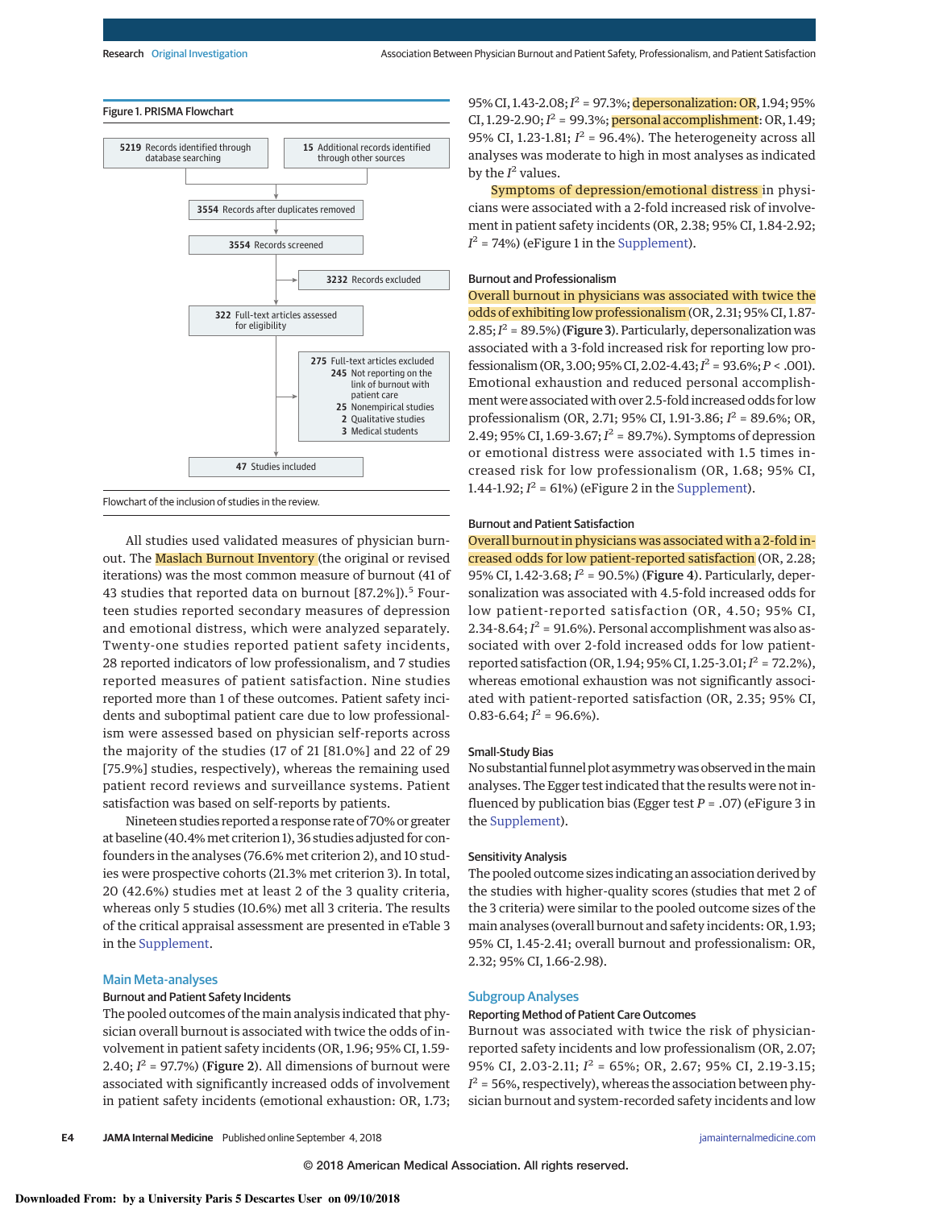Figure 1. PRISMA Flowchart

5219 Records identified through database searching

15 Additional records identified through other sources

3554 Records after duplicates removed

3554 Records screened

3232 Records excluded

322 Full-text articles assessed for eligibility

275 Full-text articles excluded
245 Not reporting on the link of burnout with patient care
25 Nonempirical studies
2 Qualitative studies
3 Medical students

47 Studies included

Flowchart of the inclusion of studies in the review.

All studies used validated measures of physician burnout. The Maslach Burnout Inventory (the original or revised iterations) was the most common measure of burnout (41 of 43 studies that reported data on burnout [87.2%]).[5] Fourteen studies reported secondary measures of depression and emotional distress, which were analyzed separately. Twenty-one studies reported patient safety incidents, 28 reported indicators of low professionalism, and 7 studies reported measures of patient satisfaction. Nine studies reported more than 1 of these outcomes. Patient safety incidents and suboptimal patient care due to low professionalism were assessed based on physician self-reports across the majority of the studies (17 of 21 [81.0%] and 22 of 29 [75.9%] studies, respectively), whereas the remaining used patient record reviews and surveillance systems. Patient satisfaction was based on self-reports by patients.

Nineteen studies reported a response rate of 70% or greater at baseline (40.4% met criterion 1), 36 studies adjusted for confounders in the analyses (76.6% met criterion 2), and 10 studies were prospective cohorts (21.3% met criterion 3). In total, 20 (42.6%) studies met at least 2 of the 3 quality criteria, whereas only 5 studies (10.6%) met all 3 criteria. The results of the critical appraisal assessment are presented in eTable 3 in the Supplement.

## Main Meta-analyses

### Burnout and Patient Safety Incidents

The pooled outcomes of the main analysis indicated that physician overall burnout is associated with twice the odds of involvement in patient safety incidents (OR, 1.96; 95% CI, 1.59-2.40; $I^2$ = 97.7%) (**Figure 2**). All dimensions of burnout were associated with significantly increased odds of involvement in patient safety incidents (emotional exhaustion: OR, 1.73; 95% CI, 1.43-2.08; $I^2$ = 97.3%; depersonalization: OR, 1.94; 95% CI, 1.29-2.90; $I^2$ = 99.3%; personal accomplishment: OR, 1.49; 95% CI, 1.23-1.81; $I^2$ = 96.4%). The heterogeneity across all analyses was moderate to high in most analyses as indicated by the $I^2$ values.

Symptoms of depression/emotional distress in physicians were associated with a 2-fold increased risk of involvement in patient safety incidents (OR, 2.38; 95% CI, 1.84-2.92; $I^2$ = 74%) (eFigure 1 in the Supplement).

### Burnout and Professionalism

Overall burnout in physicians was associated with twice the odds of exhibiting low professionalism (OR, 2.31; 95% CI, 1.87-2.85; $I^2$ = 89.5%) (**Figure 3**). Particularly, depersonalization was associated with a 3-fold increased risk for reporting low professionalism (OR, 3.00; 95% CI, 2.02-4.43; $I^2$ = 93.6%; $P < .001$). Emotional exhaustion and reduced personal accomplishment were associated with over 2.5-fold increased odds for low professionalism (OR, 2.71; 95% CI, 1.91-3.86; $I^2$ = 89.6%; OR, 2.49; 95% CI, 1.69-3.67; $I^2$ = 89.7%). Symptoms of depression or emotional distress were associated with 1.5 times increased risk for low professionalism (OR, 1.68; 95% CI, 1.44-1.92; $I^2$ = 61%) (eFigure 2 in the Supplement).

### Burnout and Patient Satisfaction

Overall burnout in physicians was associated with a 2-fold increased odds for low patient-reported satisfaction (OR, 2.28; 95% CI, 1.42-3.68; $I^2$ = 90.5%) (**Figure 4**). Particularly, depersonalization was associated with 4.5-fold increased odds for low patient-reported satisfaction (OR, 4.50; 95% CI, 2.34-8.64; $I^2$ = 91.6%). Personal accomplishment was also associated with over 2-fold increased odds for low patient-reported satisfaction (OR, 1.94; 95% CI, 1.25-3.01; $I^2$ = 72.2%), whereas emotional exhaustion was not significantly associated with patient-reported satisfaction (OR, 2.35; 95% CI, 0.83-6.64; $I^2$ = 96.6%).

### Small-Study Bias

No substantial funnel plot asymmetry was observed in the main analyses. The Egger test indicated that the results were not influenced by publication bias (Egger test $P$ = .07) (eFigure 3 in the Supplement).

### Sensitivity Analysis

The pooled outcome sizes indicating an association derived by the studies with higher-quality scores (studies that met 2 of the 3 criteria) were similar to the pooled outcome sizes of the main analyses (overall burnout and safety incidents: OR, 1.93; 95% CI, 1.45-2.41; overall burnout and professionalism: OR, 2.32; 95% CI, 1.66-2.98).

## Subgroup Analyses

### Reporting Method of Patient Care Outcomes

Burnout was associated with twice the risk of physician-reported safety incidents and low professionalism (OR, 2.07; 95% CI, 2.03-2.11; $I^2$ = 65%; OR, 2.67; 95% CI, 2.19-3.15; $I^2$ = 56%, respectively), whereas the association between physician burnout and system-recorded safety incidents and low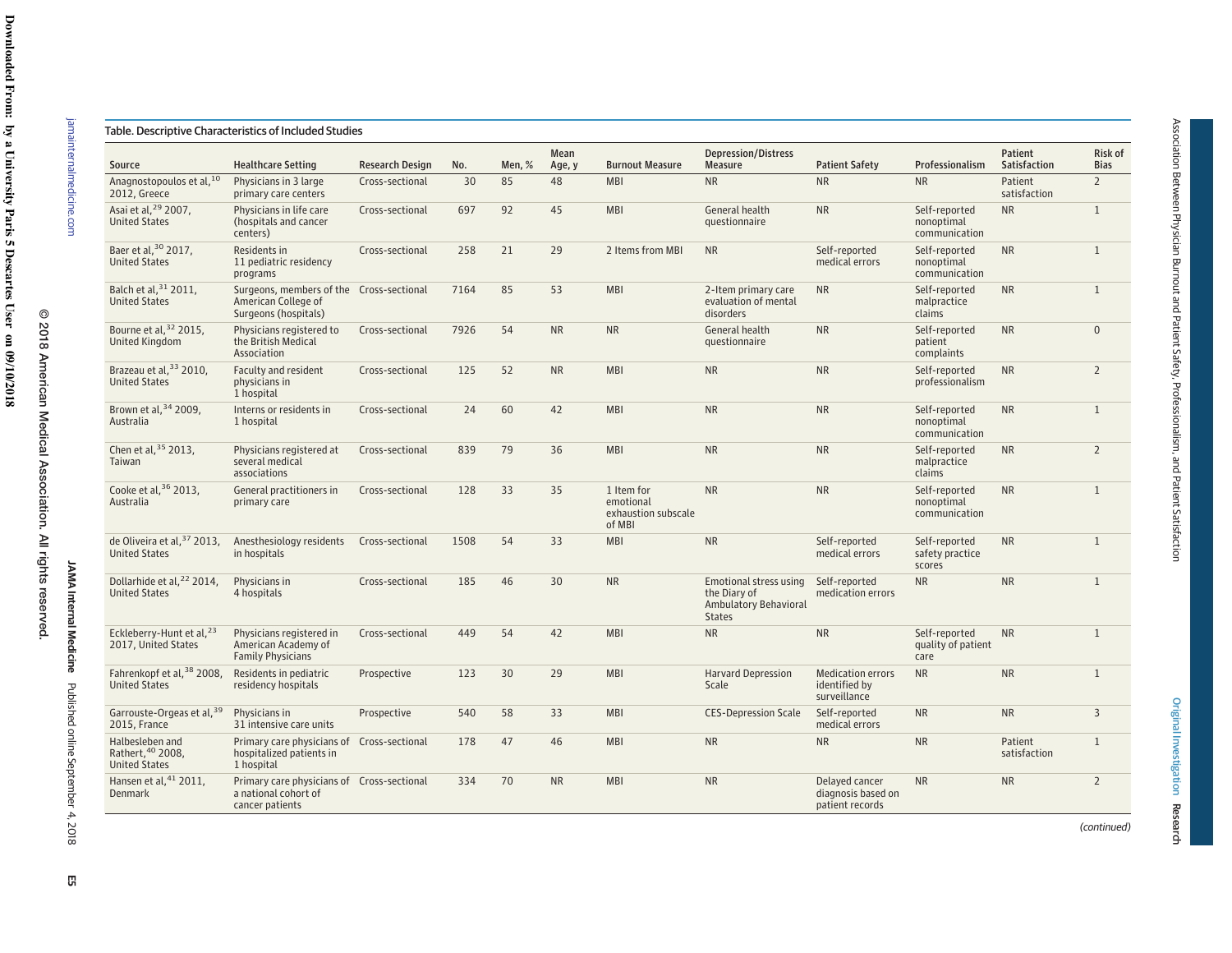Table. Descriptive Characteristics of Included Studies

| Source | Healthcare Setting | Research Design | No. | Men, % | Mean Age, y | Burnout Measure | Depression/Distress Measure | Patient Safety | Professionalism | Patient Satisfaction | Risk of Bias |
|---|---|---|---|---|---|---|---|---|---|---|---|
| Anagnostopoulos et al,[10] 2012, Greece | Physicians in 3 large primary care centers | Cross-sectional | 30 | 85 | 48 | MBI | NR | NR | NR | Patient satisfaction | 2 |
| Asai et al,[29] 2007, United States | Physicians in life care (hospitals and cancer centers) | Cross-sectional | 697 | 92 | 45 | MBI | General health questionnaire | NR | Self-reported nonoptimal communication | NR | 1 |
| Baer et al,[30] 2017, United States | Residents in 11 pediatric residency programs | Cross-sectional | 258 | 21 | 29 | 2 Items from MBI | NR | Self-reported medical errors | Self-reported nonoptimal communication | NR | 1 |
| Balch et al,[31] 2011, United States | Surgeons, members of the American College of Surgeons (hospitals) | Cross-sectional | 7164 | 85 | 53 | MBI | 2-Item primary care evaluation of mental disorders | NR | Self-reported malpractice claims | NR | 1 |
| Bourne et al,[32] 2015, United Kingdom | Physicians registered to the British Medical Association | Cross-sectional | 7926 | 54 | NR | NR | General health questionnaire | NR | Self-reported patient complaints | NR | 0 |
| Brazeau et al,[33] 2010, United States | Faculty and resident physicians in 1 hospital | Cross-sectional | 125 | 52 | NR | MBI | NR | NR | Self-reported professionalism | NR | 2 |
| Brown et al,[34] 2009, Australia | Interns or residents in 1 hospital | Cross-sectional | 24 | 60 | 42 | MBI | NR | NR | Self-reported nonoptimal communication | NR | 1 |
| Chen et al,[35] 2013, Taiwan | Physicians registered at several medical associations | Cross-sectional | 839 | 79 | 36 | MBI | NR | NR | Self-reported malpractice claims | NR | 2 |
| Cooke et al,[36] 2013, Australia | General practitioners in primary care | Cross-sectional | 128 | 33 | 35 | 1 Item for emotional exhaustion subscale of MBI | NR | NR | Self-reported nonoptimal communication | NR | 1 |
| de Oliveira et al,[37] 2013, United States | Anesthesiology residents in hospitals | Cross-sectional | 1508 | 54 | 33 | MBI | NR | Self-reported medical errors | Self-reported safety practice scores | NR | 1 |
| Dollarhide et al,[22] 2014, United States | Physicians in 4 hospitals | Cross-sectional | 185 | 46 | 30 | NR | Emotional stress using the Diary of Ambulatory Behavioral States | Self-reported medication errors | NR | NR | 1 |
| Eckleberry-Hunt et al,[23] 2017, United States | Physicians registered in American Academy of Family Physicians | Cross-sectional | 449 | 54 | 42 | MBI | NR | NR | Self-reported quality of patient care | NR | 1 |
| Fahrenkopf et al,[38] 2008, United States | Residents in pediatric residency hospitals | Prospective | 123 | 30 | 29 | MBI | Harvard Depression Scale | Medication errors identified by surveillance | NR | NR | 1 |
| Garrouste-Orgeas et al,[39] 2015, France | Physicians in 31 intensive care units | Prospective | 540 | 58 | 33 | MBI | CES-Depression Scale | Self-reported medical errors | NR | NR | 3 |
| Halbesleben and Rathert,[40] 2008, United States | Primary care physicians of hospitalized patients in 1 hospital | Cross-sectional | 178 | 47 | 46 | MBI | NR | NR | NR | Patient satisfaction | 1 |
| Hansen et al,[41] 2011, Denmark | Primary care physicians of a national cohort of cancer patients | Cross-sectional | 334 | 70 | NR | MBI | NR | Delayed cancer diagnosis based on patient records | NR | NR | 2 |

(continued)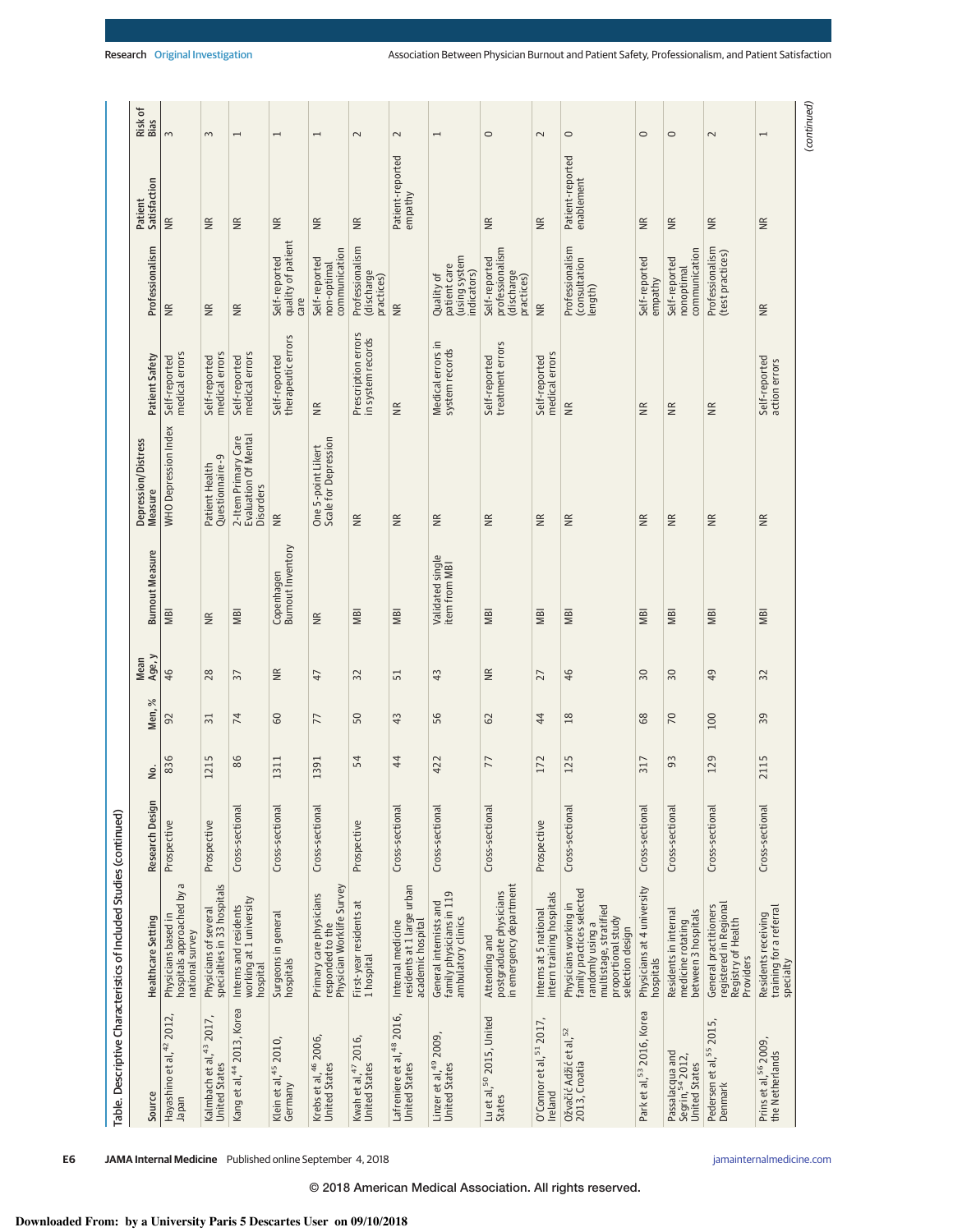Table. Descriptive Characteristics of Included Studies (continued)

| Source | Healthcare Setting | Research Design | No. | Men, % | Mean Age, y | Burnout Measure | Depression/Distress Measure | Patient Safety | Professionalism | Patient Satisfaction | Risk of Bias |
|---|---|---|---|---|---|---|---|---|---|---|---|
| Hayashino et al,[42] 2012, Japan | Physicians based in hospitals approached by a national survey | Prospective | 836 | 92 | 46 | MBI | WHO Depression Index | Self-reported medical errors | NR | NR | 3 |
| Kalmbach et al,[43] 2017, United States | Physicians of several specialties in 33 hospitals | Prospective | 1215 | 31 | 28 | NR | Patient Health Questionnaire-9 | Self-reported medical errors | NR | NR | 3 |
| Kang et al,[44] 2013, Korea | Interns and residents working at 1 university hospital | Cross-sectional | 86 | 74 | 37 | MBI | 2-Item Primary Care Evaluation Of Mental Disorders | Self-reported medical errors | NR | NR | 1 |
| Klein et al,[45] 2010, Germany | Surgeons in general hospitals | Cross-sectional | 1311 | 60 | NR | Copenhagen Burnout Inventory | NR | Self-reported therapeutic errors | Self-reported quality of patient care | NR | 1 |
| Krebs et al,[46] 2006, United States | Primary care physicians responded to the Physician Worklife Survey | Cross-sectional | 1391 | 77 | 47 | NR | One 5-point Likert Scale for Depression | NR | Self-reported non-optimal communication | NR | 1 |
| Kwah et al,[47] 2016, United States | First-year residents at 1 hospital | Prospective | 54 | 50 | 32 | MBI | NR | Prescription errors in system records | Professionalism (discharge practices) | NR | 2 |
| Lafreniere et al,[48] 2016, United States | Internal medicine residents at 1 large urban academic hospital | Cross-sectional | 44 | 43 | 51 | MBI | NR | NR | NR | Patient-reported empathy | 2 |
| Linzer et al,[49] 2009, United States | General internists and family physicians in 119 ambulatory clinics | Cross-sectional | 422 | 56 | 43 | Validated single item from MBI | NR | Medical errors in system records | Quality of patient care (using system indicators) | NR | 1 |
| Lu et al,[50] 2015, United States | Attending and postgraduate physicians in emergency department | Cross-sectional | 77 | 62 | NR | MBI | NR | Self-reported treatment errors | Self-reported professionalism (discharge practices) | NR | 0 |
| O'Connor et al,[51] 2017, Ireland | Interns at 5 national intern training hospitals | Prospective | 172 | 44 | 27 | MBI | NR | Self-reported medical errors | NR | NR | 2 |
| Ožvačić Adžić et al,[52] 2013, Croatia | Physicians working in family practices selected randomly using a multistage, stratified proportional study selection design | Cross-sectional | 125 | 18 | 46 | MBI | NR | NR | Professionalism (consultation length) | Patient-reported enablement | 0 |
| Park et al,[53] 2016, Korea | Physicians at 4 university hospitals | Cross-sectional | 317 | 68 | 30 | MBI | NR | NR | Self-reported empathy | NR | 0 |
| Passalacqua and Segrin,[54] 2012, United States | Residents in internal medicine rotating between 3 hospitals | Cross-sectional | 93 | 70 | 30 | MBI | NR | NR | Self-reported nonoptimal communication | NR | 0 |
| Pedersen et al,[55] 2015, Denmark | General practitioners registered in Regional Registry of Health Providers | Cross-sectional | 129 | 100 | 49 | MBI | NR | NR | Professionalism (test practices) | NR | 2 |
| Prins et al,[56] 2009, the Netherlands | Residents receiving training for a referral specialty | Cross-sectional | 2115 | 39 | 32 | MBI | NR | Self-reported action errors | NR | NR | 1 |

(continued)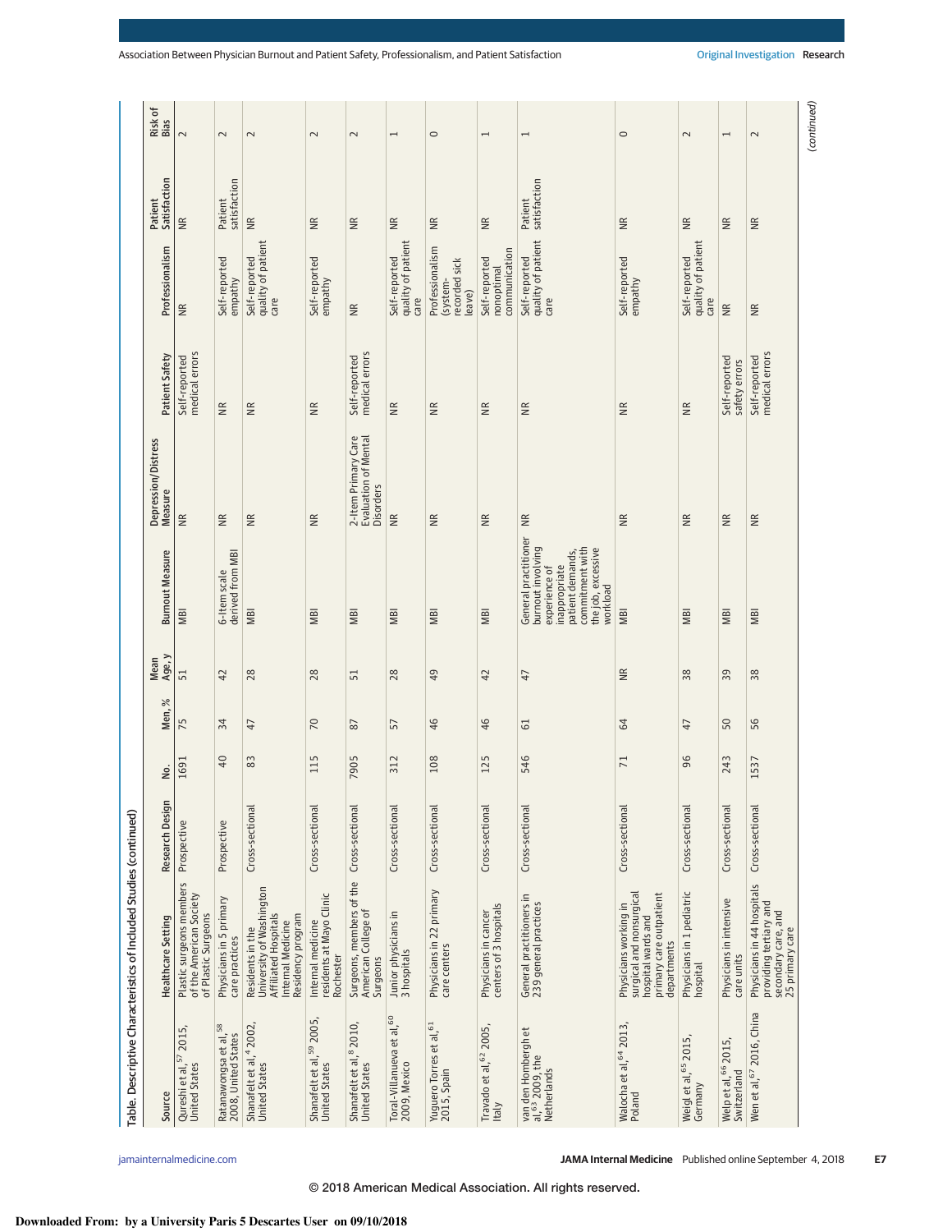Table. Descriptive Characteristics of Included Studies (continued)

| Source | Healthcare Setting | Research Design | No. | Men, % | Mean Age, y | Burnout Measure | Depression/Distress Measure | Patient Safety | Professionalism | Patient Satisfaction | Risk of Bias |
|---|---|---|---|---|---|---|---|---|---|---|---|
| Qureshi et al,[57] 2015, United States | Plastic surgeons members of the American Society of Plastic Surgeons | Prospective | 1691 | 75 | 51 | MBI | NR | Self-reported medical errors | NR | NR | 2 |
| Ratanawongsa et al,[58] 2008, United States | Physicians in 5 primary care practices | Prospective | 40 | 34 | 42 | 6-Item scale derived from MBI | NR | NR | Self-reported empathy | Patient satisfaction | 2 |
| Shanafelt et al,[4] 2002, United States | Residents in the University of Washington Affiliated Hospitals Internal Medicine Residency program | Cross-sectional | 83 | 47 | 28 | MBI | NR | NR | Self-reported quality of patient care | NR | 2 |
| Shanafelt et al,[59] 2005, United States | Internal medicine residents at Mayo Clinic Rochester | Cross-sectional | 115 | 70 | 28 | MBI | NR | NR | Self-reported empathy | NR | 2 |
| Shanafelt et al,[8] 2010, United States | Surgeons, members of the American College of Surgeons | Cross-sectional | 7905 | 87 | 51 | MBI | 2-Item Primary Care Evaluation of Mental Disorders | Self-reported medical errors | NR | NR | 2 |
| Toral-Villanueva et al,[60] 2009, Mexico | Junior physicians in 3 hospitals | Cross-sectional | 312 | 57 | 28 | MBI | NR | NR | Self-reported quality of patient care | NR | 1 |
| Yuguero Torres et al,[61] 2015, Spain | Physicians in 22 primary care centers | Cross-sectional | 108 | 46 | 49 | MBI | NR | NR | Professionalism (system-recorded sick leave) | NR | 0 |
| Travado et al,[62] 2005, Italy | Physicians in cancer centers of 3 hospitals | Cross-sectional | 125 | 46 | 42 | MBI | NR | NR | Self-reported nonoptimal communication | NR | 1 |
| van den Hombergh et al,[63] 2009, the Netherlands | General practitioners in 239 general practices | Cross-sectional | 546 | 61 | 47 | General practitioner burnout involving experience of inappropriate patient demands, commitment with the job, excessive workload | NR | NR | Self-reported quality of patient care | Patient satisfaction | 1 |
| Walocha et al,[64] 2013, Poland | Physicians working in surgical and nonsurgical hospital wards and primary care outpatient departments | Cross-sectional | 71 | 64 | NR | MBI | NR | NR | Self-reported empathy | NR | 0 |
| Weigl et al,[65] 2015, Germany | Physicians in 1 pediatric hospital | Cross-sectional | 96 | 47 | 38 | MBI | NR | NR | Self-reported quality of patient care | NR | 2 |
| Welp et al,[66] 2015, Switzerland | Physicians in intensive care units | Cross-sectional | 243 | 50 | 39 | MBI | NR | Self-reported safety errors | NR | NR | 1 |
| Wen et al,[67] 2016, China | Physicians in 44 hospitals providing tertiary and secondary care, and 25 primary care | Cross-sectional | 1537 | 56 | 38 | MBI | NR | Self-reported medical errors | NR | NR | 2 |

(continued)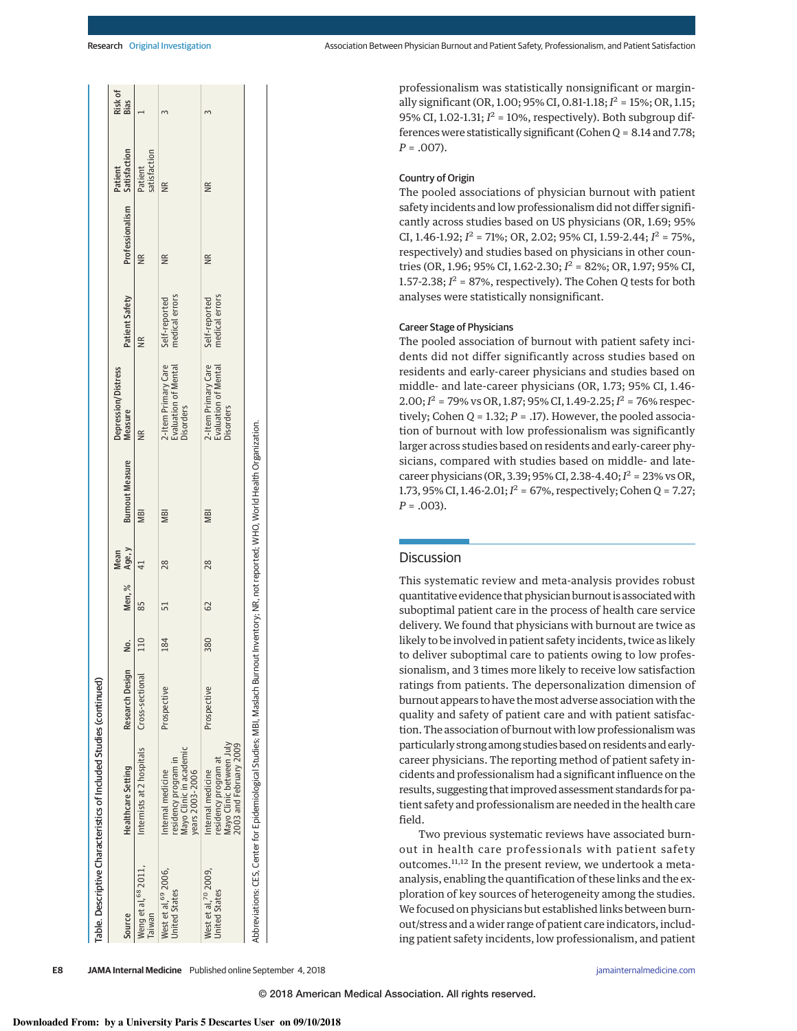Table. Descriptive Characteristics of Included Studies (continued)

| Source | Healthcare Setting | Research Design | No. | Men, % | Mean Age, y | Burnout Measure | Depression/Distress Measure | Patient Safety | Professionalism | Patient Satisfaction | Risk of Bias |
|---|---|---|---|---|---|---|---|---|---|---|---|
| Weng et al,[68] 2011, Taiwan | Internists at 2 hospitals | Cross-sectional | 110 | 85 | 41 | MBI | NR | NR | NR | Patient satisfaction | 1 |
| West et al,[69] 2006, United States | Internal medicine residency program in Mayo Clinic in academic years 2003-2006 | Prospective | 184 | 51 | 28 | MBI | 2-Item Primary Care Evaluation of Mental Disorders | Self-reported medical errors | NR | NR | 3 |
| West et al,[70] 2009, United States | Internal medicine residency program at Mayo Clinic between July 2003 and February 2009 | Prospective | 380 | 62 | 28 | MBI | 2-Item Primary Care Evaluation of Mental Disorders | Self-reported medical errors | NR | NR | 3 |

Abbreviations: CES, Center for Epidemiological Studies; MBI, Maslach Burnout Inventory; NR, not reported; WHO, World Health Organization.

professionalism was statistically nonsignificant or marginally significant (OR, 1.00; 95% CI, 0.81-1.18; $I^2$ = 15%; OR, 1.15; 95% CI, 1.02-1.31; $I^2$ = 10%, respectively). Both subgroup differences were statistically significant (Cohen $Q$ = 8.14 and 7.78; $P$ = .007).

### Country of Origin

The pooled associations of physician burnout with patient safety incidents and low professionalism did not differ significantly across studies based on US physicians (OR, 1.69; 95% CI, 1.46-1.92; $I^2$ = 71%; OR, 2.02; 95% CI, 1.59-2.44; $I^2$ = 75%, respectively) and studies based on physicians in other countries (OR, 1.96; 95% CI, 1.62-2.30; $I^2$ = 82%; OR, 1.97; 95% CI, 1.57-2.38; $I^2$ = 87%, respectively). The Cohen $Q$ tests for both analyses were statistically nonsignificant.

### Career Stage of Physicians

The pooled association of burnout with patient safety incidents did not differ significantly across studies based on residents and early-career physicians and studies based on middle- and late-career physicians (OR, 1.73; 95% CI, 1.46-2.00; $I^2$ = 79% vs OR, 1.87; 95% CI, 1.49-2.25; $I^2$ = 76% respectively; Cohen $Q$ = 1.32; $P$ = .17). However, the pooled association of burnout with low professionalism was significantly larger across studies based on residents and early-career physicians, compared with studies based on middle- and late-career physicians (OR, 3.39; 95% CI, 2.38-4.40; $I^2$ = 23% vs OR, 1.73, 95% CI, 1.46-2.01; $I^2$ = 67%, respectively; Cohen $Q$ = 7.27; $P$ = .003).

## Discussion

This systematic review and meta-analysis provides robust quantitative evidence that physician burnout is associated with suboptimal patient care in the process of health care service delivery. We found that physicians with burnout are twice as likely to be involved in patient safety incidents, twice as likely to deliver suboptimal care to patients owing to low professionalism, and 3 times more likely to receive low satisfaction ratings from patients. The depersonalization dimension of burnout appears to have the most adverse association with the quality and safety of patient care and with patient satisfaction. The association of burnout with low professionalism was particularly strong among studies based on residents and early-career physicians. The reporting method of patient safety incidents and professionalism had a significant influence on the results, suggesting that improved assessment standards for patient safety and professionalism are needed in the health care field.

Two previous systematic reviews have associated burnout in health care professionals with patient safety outcomes.[11,12] In the present review, we undertook a meta-analysis, enabling the quantification of these links and the exploration of key sources of heterogeneity among the studies. We focused on physicians but established links between burnout/stress and a wider range of patient care indicators, including patient safety incidents, low professionalism, and patient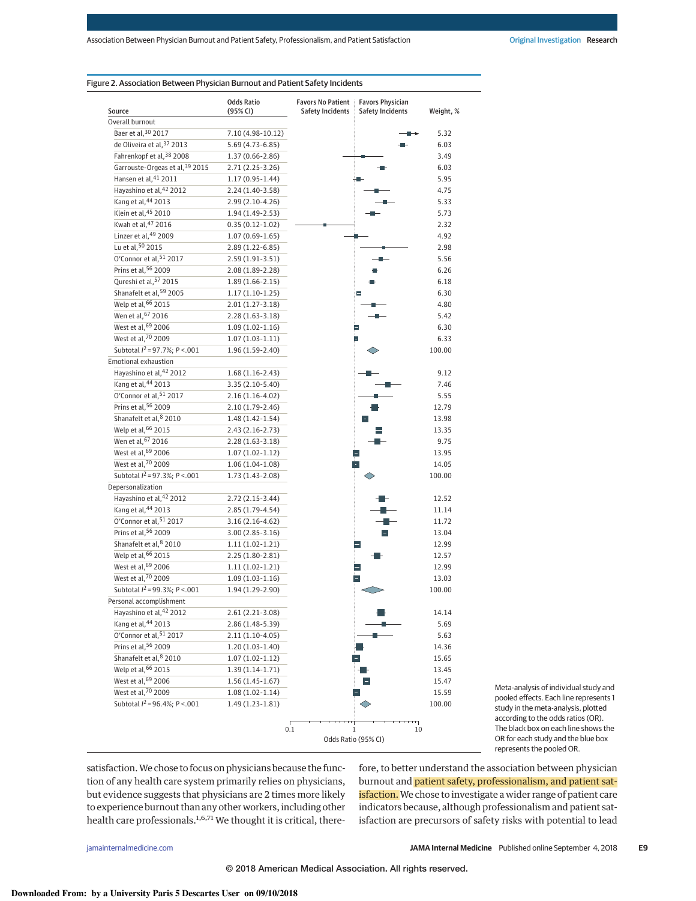Figure 2. Association Between Physician Burnout and Patient Safety Incidents

| Source | Odds Ratio (95% CI) | Weight, % |
|---|---|---|
| **Overall burnout** | | |
| Baer et al,[30] 2017 | 7.10 (4.98-10.12) | 5.32 |
| de Oliveira et al,[37] 2013 | 5.69 (4.73-6.85) | 6.03 |
| Fahrenkopf et al,[38] 2008 | 1.37 (0.66-2.86) | 3.49 |
| Garrouste-Orgeas et al,[39] 2015 | 2.71 (2.25-3.26) | 6.03 |
| Hansen et al,[41] 2011 | 1.17 (0.95-1.44) | 5.95 |
| Hayashino et al,[42] 2012 | 2.24 (1.40-3.58) | 4.75 |
| Kang et al,[44] 2013 | 2.99 (2.10-4.26) | 5.33 |
| Klein et al,[45] 2010 | 1.94 (1.49-2.53) | 5.73 |
| Kwah et al,[47] 2016 | 0.35 (0.12-1.02) | 2.32 |
| Linzer et al,[49] 2009 | 1.07 (0.69-1.65) | 4.92 |
| Lu et al,[50] 2015 | 2.89 (1.22-6.85) | 2.98 |
| O'Connor et al,[51] 2017 | 2.59 (1.91-3.51) | 5.56 |
| Prins et al,[56] 2009 | 2.08 (1.89-2.28) | 6.26 |
| Qureshi et al,[57] 2015 | 1.89 (1.66-2.15) | 6.18 |
| Shanafelt et al,[59] 2005 | 1.17 (1.10-1.25) | 6.30 |
| Welp et al,[66] 2015 | 2.01 (1.27-3.18) | 4.80 |
| Wen et al,[67] 2016 | 2.28 (1.63-3.18) | 5.42 |
| West et al,[69] 2006 | 1.09 (1.02-1.16) | 6.30 |
| West et al,[70] 2009 | 1.07 (1.03-1.11) | 6.33 |
| Subtotal $I^2$ = 97.7%; $P$ < .001 | 1.96 (1.59-2.40) | 100.00 |
| **Emotional exhaustion** | | |
| Hayashino et al,[42] 2012 | 1.68 (1.16-2.43) | 9.12 |
| Kang et al,[44] 2013 | 3.35 (2.10-5.40) | 7.46 |
| O'Connor et al,[51] 2017 | 2.16 (1.16-4.02) | 5.55 |
| Prins et al,[56] 2009 | 2.10 (1.79-2.46) | 12.79 |
| Shanafelt et al,[8] 2010 | 1.48 (1.42-1.54) | 13.98 |
| Welp et al,[66] 2015 | 2.43 (2.16-2.73) | 13.35 |
| Wen et al,[67] 2016 | 2.28 (1.63-3.18) | 9.75 |
| West et al,[69] 2006 | 1.07 (1.02-1.12) | 13.95 |
| West et al,[70] 2009 | 1.06 (1.04-1.08) | 14.05 |
| Subtotal $I^2$ = 97.3%; $P$ < .001 | 1.73 (1.43-2.08) | 100.00 |
| **Depersonalization** | | |
| Hayashino et al,[42] 2012 | 2.72 (2.15-3.44) | 12.52 |
| Kang et al,[44] 2013 | 2.85 (1.79-4.54) | 11.14 |
| O'Connor et al,[51] 2017 | 3.16 (2.16-4.62) | 11.72 |
| Prins et al,[56] 2009 | 3.00 (2.85-3.16) | 13.04 |
| Shanafelt et al,[8] 2010 | 1.11 (1.02-1.21) | 12.99 |
| Welp et al,[66] 2015 | 2.25 (1.80-2.81) | 12.57 |
| West et al,[69] 2006 | 1.11 (1.02-1.21) | 12.99 |
| West et al,[70] 2009 | 1.09 (1.03-1.16) | 13.03 |
| Subtotal $I^2$ = 99.3%; $P$ < .001 | 1.94 (1.29-2.90) | 100.00 |
| **Personal accomplishment** | | |
| Hayashino et al,[42] 2012 | 2.61 (2.21-3.08) | 14.14 |
| Kang et al,[44] 2013 | 2.86 (1.48-5.39) | 5.69 |
| O'Connor et al,[51] 2017 | 2.11 (1.10-4.05) | 5.63 |
| Prins et al,[56] 2009 | 1.20 (1.03-1.40) | 14.36 |
| Shanafelt et al,[8] 2010 | 1.07 (1.02-1.12) | 15.65 |
| Welp et al,[66] 2015 | 1.39 (1.14-1.71) | 13.45 |
| West et al,[69] 2006 | 1.56 (1.45-1.67) | 15.47 |
| West et al,[70] 2009 | 1.08 (1.02-1.14) | 15.59 |
| Subtotal $I^2$ = 96.4%; $P$ < .001 | 1.49 (1.23-1.81) | 100.00 |

Favors No Patient Safety Incidents | Favors Physician Safety Incidents

Odds Ratio (95% CI), axis: 0.1, 1, 10

Meta-analysis of individual study and pooled effects. Each line represents 1 study in the meta-analysis, plotted according to the odds ratios (OR). The black box on each line shows the OR for each study and the blue box represents the pooled OR.

satisfaction. We chose to focus on physicians because the function of any health care system primarily relies on physicians, but evidence suggests that physicians are 2 times more likely to experience burnout than any other workers, including other health care professionals.[1,6,71] We thought it is critical, therefore, to better understand the association between physician burnout and patient safety, professionalism, and patient satisfaction. We chose to investigate a wider range of patient care indicators because, although professionalism and patient satisfaction are precursors of safety risks with potential to lead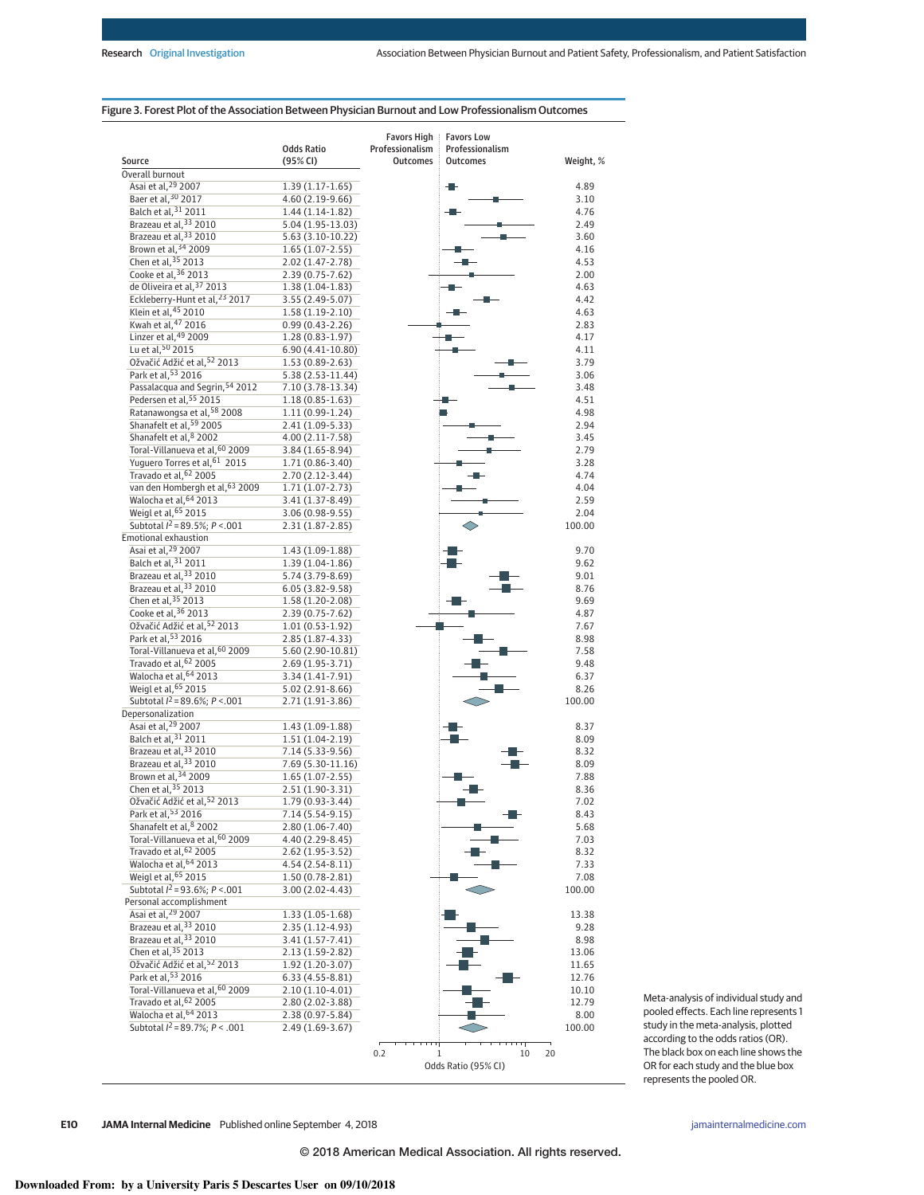Figure 3. Forest Plot of the Association Between Physician Burnout and Low Professionalism Outcomes

| Source | Odds Ratio (95% CI) | Weight, % |
|---|---|---|
| **Overall burnout** | | |
| Asai et al,[29] 2007 | 1.39 (1.17-1.65) | 4.89 |
| Baer et al,[30] 2017 | 4.60 (2.19-9.66) | 3.10 |
| Balch et al,[31] 2011 | 1.44 (1.14-1.82) | 4.76 |
| Brazeau et al,[33] 2010 | 5.04 (1.95-13.03) | 2.49 |
| Brazeau et al,[33] 2010 | 5.63 (3.10-10.22) | 3.60 |
| Brown et al,[34] 2009 | 1.65 (1.07-2.55) | 4.16 |
| Chen et al,[35] 2013 | 2.02 (1.47-2.78) | 4.53 |
| Cooke et al,[36] 2013 | 2.39 (0.75-7.62) | 2.00 |
| de Oliveira et al,[37] 2013 | 1.38 (1.04-1.83) | 4.63 |
| Eckleberry-Hunt et al,[23] 2017 | 3.55 (2.49-5.07) | 4.42 |
| Klein et al,[45] 2010 | 1.58 (1.19-2.10) | 4.63 |
| Kwah et al,[47] 2016 | 0.99 (0.43-2.26) | 2.83 |
| Linzer et al,[49] 2009 | 1.28 (0.83-1.97) | 4.17 |
| Lu et al,[50] 2015 | 6.90 (4.41-10.80) | 4.11 |
| Ožvačić Adžić et al,[52] 2013 | 1.53 (0.89-2.63) | 3.79 |
| Park et al,[53] 2016 | 5.38 (2.53-11.44) | 3.06 |
| Passalacqua and Segrin,[54] 2012 | 7.10 (3.78-13.34) | 3.48 |
| Pedersen et al,[55] 2015 | 1.18 (0.85-1.63) | 4.51 |
| Ratanawongsa et al,[58] 2008 | 1.11 (0.99-1.24) | 4.98 |
| Shanafelt et al,[59] 2005 | 2.41 (1.09-5.33) | 2.94 |
| Shanafelt et al,[8] 2002 | 4.00 (2.11-7.58) | 3.45 |
| Toral-Villanueva et al,[60] 2009 | 3.84 (1.65-8.94) | 2.79 |
| Yuguero Torres et al,[61] 2015 | 1.71 (0.86-3.40) | 3.28 |
| Travado et al,[62] 2005 | 2.70 (2.12-3.44) | 4.74 |
| van den Hombergh et al,[63] 2009 | 1.71 (1.07-2.73) | 4.04 |
| Walocha et al,[64] 2013 | 3.41 (1.37-8.49) | 2.59 |
| Weigl et al,[65] 2015 | 3.06 (0.98-9.55) | 2.04 |
| Subtotal $I^2$ = 89.5%; $P$ < .001 | 2.31 (1.87-2.85) | 100.00 |
| **Emotional exhaustion** | | |
| Asai et al,[29] 2007 | 1.43 (1.09-1.88) | 9.70 |
| Balch et al,[31] 2011 | 1.39 (1.04-1.86) | 9.62 |
| Brazeau et al,[33] 2010 | 5.74 (3.79-8.69) | 9.01 |
| Brazeau et al,[33] 2010 | 6.05 (3.82-9.58) | 8.76 |
| Chen et al,[35] 2013 | 1.58 (1.20-2.08) | 9.69 |
| Cooke et al,[36] 2013 | 2.39 (0.75-7.62) | 4.87 |
| Ožvačić Adžić et al,[52] 2013 | 1.01 (0.53-1.92) | 7.67 |
| Park et al,[53] 2016 | 2.85 (1.87-4.33) | 8.98 |
| Toral-Villanueva et al,[60] 2009 | 5.60 (2.90-10.81) | 7.58 |
| Travado et al,[62] 2005 | 2.69 (1.95-3.71) | 9.48 |
| Walocha et al,[64] 2013 | 3.34 (1.41-7.91) | 6.37 |
| Weigl et al,[65] 2015 | 5.02 (2.91-8.66) | 8.26 |
| Subtotal $I^2$ = 89.6%; $P$ < .001 | 2.71 (1.91-3.86) | 100.00 |
| **Depersonalization** | | |
| Asai et al,[29] 2007 | 1.43 (1.09-1.88) | 8.37 |
| Balch et al,[31] 2011 | 1.51 (1.04-2.19) | 8.09 |
| Brazeau et al,[33] 2010 | 7.14 (5.33-9.56) | 8.32 |
| Brazeau et al,[33] 2010 | 7.69 (5.30-11.16) | 8.09 |
| Brown et al,[34] 2009 | 1.65 (1.07-2.55) | 7.88 |
| Chen et al,[35] 2013 | 2.51 (1.90-3.31) | 8.36 |
| Ožvačić Adžić et al,[52] 2013 | 1.79 (0.93-3.44) | 7.02 |
| Park et al,[53] 2016 | 7.14 (5.54-9.15) | 8.43 |
| Shanafelt et al,[8] 2002 | 2.80 (1.06-7.40) | 5.68 |
| Toral-Villanueva et al,[60] 2009 | 4.40 (2.29-8.45) | 7.03 |
| Travado et al,[62] 2005 | 2.62 (1.95-3.52) | 8.32 |
| Walocha et al,[64] 2013 | 4.54 (2.54-8.11) | 7.33 |
| Weigl et al,[65] 2015 | 1.50 (0.78-2.81) | 7.08 |
| Subtotal $I^2$ = 93.6%; $P$ < .001 | 3.00 (2.02-4.43) | 100.00 |
| **Personal accomplishment** | | |
| Asai et al,[29] 2007 | 1.33 (1.05-1.68) | 13.38 |
| Brazeau et al,[33] 2010 | 2.35 (1.12-4.93) | 9.28 |
| Brazeau et al,[33] 2010 | 3.41 (1.57-7.41) | 8.98 |
| Chen et al,[35] 2013 | 2.13 (1.59-2.82) | 13.06 |
| Ožvačić Adžić et al,[52] 2013 | 1.92 (1.20-3.07) | 11.65 |
| Park et al,[53] 2016 | 6.33 (4.55-8.81) | 12.76 |
| Toral-Villanueva et al,[60] 2009 | 2.10 (1.10-4.01) | 10.10 |
| Travado et al,[62] 2005 | 2.80 (2.02-3.88) | 12.79 |
| Walocha et al,[64] 2013 | 2.38 (0.97-5.84) | 8.00 |
| Subtotal $I^2$ = 89.7%; $P$ < .001 | 2.49 (1.69-3.67) | 100.00 |

Favors High Professionalism Outcomes | Favors Low Professionalism Outcomes

Odds Ratio (95% CI) axis: 0.2, 1, 10, 20

Meta-analysis of individual study and pooled effects. Each line represents 1 study in the meta-analysis, plotted according to the odds ratios (OR). The black box on each line shows the OR for each study and the blue box represents the pooled OR.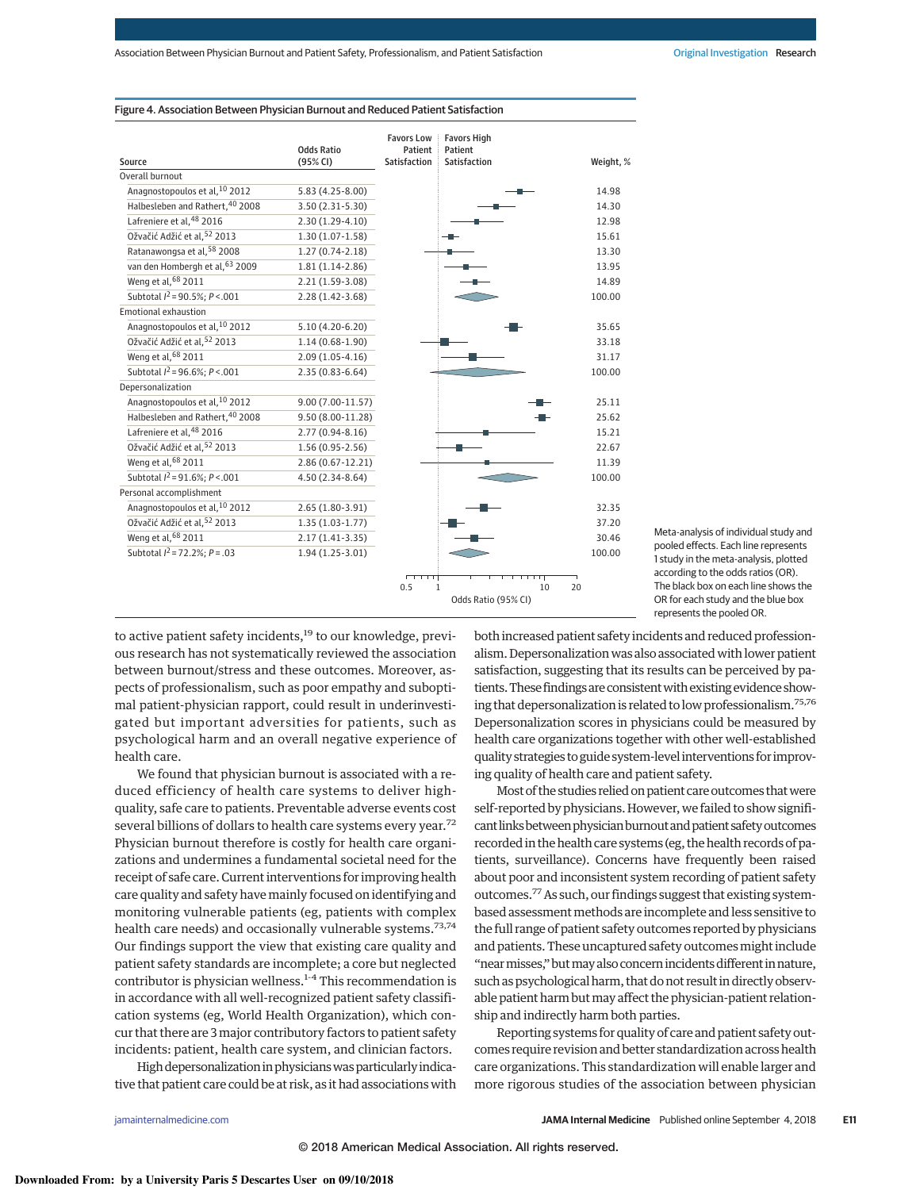Figure 4. Association Between Physician Burnout and Reduced Patient Satisfaction

| Source | Odds Ratio (95% CI) | Weight, % |
|---|---|---|
| **Overall burnout** | | |
| Anagnostopoulos et al,[10] 2012 | 5.83 (4.25-8.00) | 14.98 |
| Halbesleben and Rathert,[40] 2008 | 3.50 (2.31-5.30) | 14.30 |
| Lafreniere et al,[48] 2016 | 2.30 (1.29-4.10) | 12.98 |
| Ožvačić Adžić et al,[52] 2013 | 1.30 (1.07-1.58) | 15.61 |
| Ratanawongsa et al,[58] 2008 | 1.27 (0.74-2.18) | 13.30 |
| van den Hombergh et al,[63] 2009 | 1.81 (1.14-2.86) | 13.95 |
| Weng et al,[68] 2011 | 2.21 (1.59-3.08) | 14.89 |
| Subtotal $I^2$ = 90.5%; $P$ < .001 | 2.28 (1.42-3.68) | 100.00 |
| **Emotional exhaustion** | | |
| Anagnostopoulos et al,[10] 2012 | 5.10 (4.20-6.20) | 35.65 |
| Ožvačić Adžić et al,[52] 2013 | 1.14 (0.68-1.90) | 33.18 |
| Weng et al,[68] 2011 | 2.09 (1.05-4.16) | 31.17 |
| Subtotal $I^2$ = 96.6%; $P$ < .001 | 2.35 (0.83-6.64) | 100.00 |
| **Depersonalization** | | |
| Anagnostopoulos et al,[10] 2012 | 9.00 (7.00-11.57) | 25.11 |
| Halbesleben and Rathert,[40] 2008 | 9.50 (8.00-11.28) | 25.62 |
| Lafreniere et al,[48] 2016 | 2.77 (0.94-8.16) | 15.21 |
| Ožvačić Adžić et al,[52] 2013 | 1.56 (0.95-2.56) | 22.67 |
| Weng et al,[68] 2011 | 2.86 (0.67-12.21) | 11.39 |
| Subtotal $I^2$ = 91.6%; $P$ < .001 | 4.50 (2.34-8.64) | 100.00 |
| **Personal accomplishment** | | |
| Anagnostopoulos et al,[10] 2012 | 2.65 (1.80-3.91) | 32.35 |
| Ožvačić Adžić et al,[52] 2013 | 1.35 (1.03-1.77) | 37.20 |
| Weng et al,[68] 2011 | 2.17 (1.41-3.35) | 30.46 |
| Subtotal $I^2$ = 72.2%; $P$ = .03 | 1.94 (1.25-3.01) | 100.00 |

Odds Ratio (95% CI) axis: 0.5, 1, 10, 20; left of 1: Favors Low Patient Satisfaction; right of 1: Favors High Patient Satisfaction.

Meta-analysis of individual study and pooled effects. Each line represents 1 study in the meta-analysis, plotted according to the odds ratios (OR). The black box on each line shows the OR for each study and the blue box represents the pooled OR.

to active patient safety incidents,[19] to our knowledge, previous research has not systematically reviewed the association between burnout/stress and these outcomes. Moreover, aspects of professionalism, such as poor empathy and suboptimal patient-physician rapport, could result in underinvestigated but important adversities for patients, such as psychological harm and an overall negative experience of health care.

We found that physician burnout is associated with a reduced efficiency of health care systems to deliver high-quality, safe care to patients. Preventable adverse events cost several billions of dollars to health care systems every year.[72] Physician burnout therefore is costly for health care organizations and undermines a fundamental societal need for the receipt of safe care. Current interventions for improving health care quality and safety have mainly focused on identifying and monitoring vulnerable patients (eg, patients with complex health care needs) and occasionally vulnerable systems.[73,74] Our findings support the view that existing care quality and patient safety standards are incomplete; a core but neglected contributor to patient safety is physician wellness.[1-4] This recommendation is in accordance with all well-recognized patient safety classification systems (eg, World Health Organization), which concur that there are 3 major contributory factors to patient safety incidents: patient, health care system, and clinician factors.

High depersonalization in physicians was particularly indicative that patient care could be at risk, as it had associations with both increased patient safety incidents and reduced professionalism. Depersonalization was also associated with lower patient satisfaction, suggesting that its results can be perceived by patients. These findings are consistent with existing evidence showing that depersonalization is related to low professionalism.[75,76] Depersonalization scores in physicians could be measured by health care organizations together with other well-established quality strategies to guide system-level interventions for improving quality of health care and patient safety.

Most of the studies relied on patient care outcomes that were self-reported by physicians. However, we failed to show significant links between physician burnout and patient safety outcomes recorded in the health care systems (eg, the health records of patients, surveillance). Concerns have frequently been raised about poor and inconsistent system recording of patient safety outcomes.[77] As such, our findings suggest that existing system-based assessment methods are incomplete and less sensitive to the full range of patient safety outcomes reported by physicians and patients. These uncaptured safety outcomes might include "near misses," but may also concern incidents different in nature, such as psychological harm, that do not result in directly observable patient harm but may affect the physician-patient relationship and indirectly harm both parties.

Reporting systems for quality of care and patient safety outcomes require revision and better standardization across health care organizations. This standardization will enable larger and more rigorous studies of the association between physician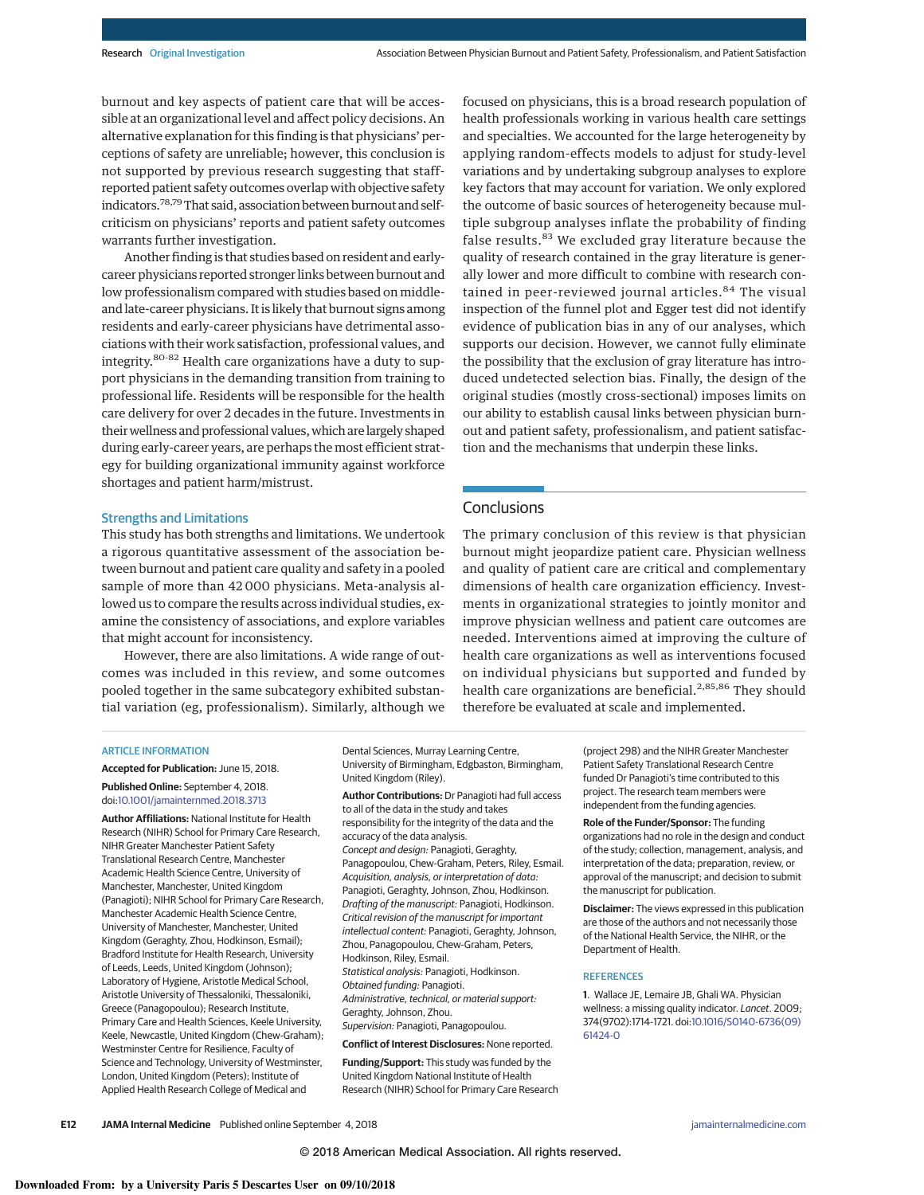burnout and key aspects of patient care that will be accessible at an organizational level and affect policy decisions. An alternative explanation for this finding is that physicians' perceptions of safety are unreliable; however, this conclusion is not supported by previous research suggesting that staff-reported patient safety outcomes overlap with objective safety indicators.[78,79] That said, association between burnout and self-criticism on physicians' reports and patient safety outcomes warrants further investigation.

Another finding is that studies based on resident and early-career physicians reported stronger links between burnout and low professionalism compared with studies based on middle- and late-career physicians. It is likely that burnout signs among residents and early-career physicians have detrimental associations with their work satisfaction, professional values, and integrity.[80-82] Health care organizations have a duty to support physicians in the demanding transition from training to professional life. Residents will be responsible for the health care delivery for over 2 decades in the future. Investments in their wellness and professional values, which are largely shaped during early-career years, are perhaps the most efficient strategy for building organizational immunity against workforce shortages and patient harm/mistrust.

## Strengths and Limitations

This study has both strengths and limitations. We undertook a rigorous quantitative assessment of the association between burnout and patient care quality and safety in a pooled sample of more than 42 000 physicians. Meta-analysis allowed us to compare the results across individual studies, examine the consistency of associations, and explore variables that might account for inconsistency.

However, there are also limitations. A wide range of outcomes was included in this review, and some outcomes pooled together in the same subcategory exhibited substantial variation (eg, professionalism). Similarly, although we focused on physicians, this is a broad research population of health professionals working in various health care settings and specialties. We accounted for the large heterogeneity by applying random-effects models to adjust for study-level variations and by undertaking subgroup analyses to explore key factors that may account for variation. We only explored the outcome of basic sources of heterogeneity because multiple subgroup analyses inflate the probability of finding false results.[83] We excluded gray literature because the quality of research contained in the gray literature is generally lower and more difficult to combine with research contained in peer-reviewed journal articles.[84] The visual inspection of the funnel plot and Egger test did not identify evidence of publication bias in any of our analyses, which supports our decision. However, we cannot fully eliminate the possibility that the exclusion of gray literature has introduced undetected selection bias. Finally, the design of the original studies (mostly cross-sectional) imposes limits on our ability to establish causal links between physician burnout and patient safety, professionalism, and patient satisfaction and the mechanisms that underpin these links.

## Conclusions

The primary conclusion of this review is that physician burnout might jeopardize patient care. Physician wellness and quality of patient care are critical and complementary dimensions of health care organization efficiency. Investments in organizational strategies to jointly monitor and improve physician wellness and patient care outcomes are needed. Interventions aimed at improving the culture of health care organizations as well as interventions focused on individual physicians but supported and funded by health care organizations are beneficial.[2,85,86] They should therefore be evaluated at scale and implemented.

### ARTICLE INFORMATION

**Accepted for Publication:** June 15, 2018.

**Published Online:** September 4, 2018. doi:10.1001/jamainternmed.2018.3713

**Author Affiliations:** National Institute for Health Research (NIHR) School for Primary Care Research, NIHR Greater Manchester Patient Safety Translational Research Centre, Manchester Academic Health Science Centre, University of Manchester, Manchester, United Kingdom (Panagioti); NIHR School for Primary Care Research, Manchester Academic Health Science Centre, University of Manchester, Manchester, United Kingdom (Geraghty, Zhou, Hodkinson, Esmail); Bradford Institute for Health Research, University of Leeds, Leeds, United Kingdom (Johnson); Laboratory of Hygiene, Aristotle Medical School, Aristotle University of Thessaloniki, Thessaloniki, Greece (Panagopoulou); Research Institute, Primary Care and Health Sciences, Keele University, Keele, Newcastle, United Kingdom (Chew-Graham); Westminster Centre for Resilience, Faculty of Science and Technology, University of Westminster, London, United Kingdom (Peters); Institute of Applied Health Research College of Medical and Dental Sciences, Murray Learning Centre, University of Birmingham, Edgbaston, Birmingham, United Kingdom (Riley).

**Author Contributions:** Dr Panagioti had full access to all of the data in the study and takes responsibility for the integrity of the data and the accuracy of the data analysis.
*Concept and design:* Panagioti, Geraghty, Panagopoulou, Chew-Graham, Peters, Riley, Esmail.
*Acquisition, analysis, or interpretation of data:* Panagioti, Geraghty, Johnson, Zhou, Hodkinson.
*Drafting of the manuscript:* Panagioti, Hodkinson.
*Critical revision of the manuscript for important intellectual content:* Panagioti, Geraghty, Johnson, Zhou, Panagopoulou, Chew-Graham, Peters, Hodkinson, Riley, Esmail.
*Statistical analysis:* Panagioti, Hodkinson.
*Obtained funding:* Panagioti.
*Administrative, technical, or material support:* Geraghty, Johnson, Zhou.
*Supervision:* Panagioti, Panagopoulou.

**Conflict of Interest Disclosures:** None reported.

**Funding/Support:** This study was funded by the United Kingdom National Institute of Health Research (NIHR) School for Primary Care Research (project 298) and the NIHR Greater Manchester Patient Safety Translational Research Centre funded Dr Panagioti's time contributed to this project. The research team members were independent from the funding agencies.

**Role of the Funder/Sponsor:** The funding organizations had no role in the design and conduct of the study; collection, management, analysis, and interpretation of the data; preparation, review, or approval of the manuscript; and decision to submit the manuscript for publication.

**Disclaimer:** The views expressed in this publication are those of the authors and not necessarily those of the National Health Service, the NIHR, or the Department of Health.

### REFERENCES

1. Wallace JE, Lemaire JB, Ghali WA. Physician wellness: a missing quality indicator. *Lancet*. 2009; 374(9702):1714-1721. doi:10.1016/S0140-6736(09)61424-0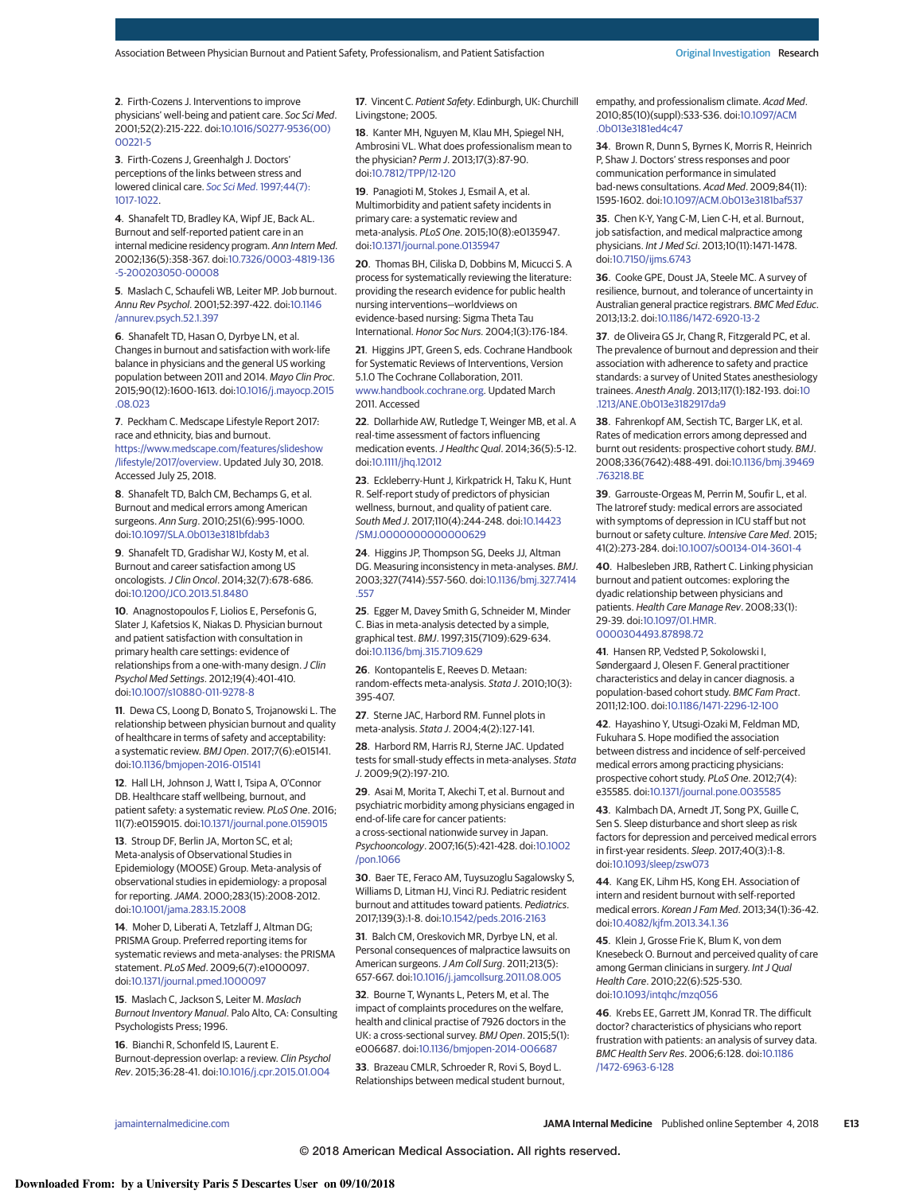2. Firth-Cozens J. Interventions to improve physicians' well-being and patient care. *Soc Sci Med*. 2001;52(2):215-222. doi:10.1016/S0277-9536(00)00221-5

3. Firth-Cozens J, Greenhalgh J. Doctors' perceptions of the links between stress and lowered clinical care. *Soc Sci Med*. 1997;44(7):1017-1022.

4. Shanafelt TD, Bradley KA, Wipf JE, Back AL. Burnout and self-reported patient care in an internal medicine residency program. *Ann Intern Med*. 2002;136(5):358-367. doi:10.7326/0003-4819-136-5-200203050-00008

5. Maslach C, Schaufeli WB, Leiter MP. Job burnout. *Annu Rev Psychol*. 2001;52:397-422. doi:10.1146/annurev.psych.52.1.397

6. Shanafelt TD, Hasan O, Dyrbye LN, et al. Changes in burnout and satisfaction with work-life balance in physicians and the general US working population between 2011 and 2014. *Mayo Clin Proc*. 2015;90(12):1600-1613. doi:10.1016/j.mayocp.2015.08.023

7. Peckham C. Medscape Lifestyle Report 2017: race and ethnicity, bias and burnout. https://www.medscape.com/features/slideshow/lifestyle/2017/overview. Updated July 30, 2018. Accessed July 25, 2018.

8. Shanafelt TD, Balch CM, Bechamps G, et al. Burnout and medical errors among American surgeons. *Ann Surg*. 2010;251(6):995-1000. doi:10.1097/SLA.0b013e3181bfdab3

9. Shanafelt TD, Gradishar WJ, Kosty M, et al. Burnout and career satisfaction among US oncologists. *J Clin Oncol*. 2014;32(7):678-686. doi:10.1200/JCO.2013.51.8480

10. Anagnostopoulos F, Liolios E, Persefonis G, Slater J, Kafetsios K, Niakas D. Physician burnout and patient satisfaction with consultation in primary health care settings: evidence of relationships from a one-with-many design. *J Clin Psychol Med Settings*. 2012;19(4):401-410. doi:10.1007/s10880-011-9278-8

11. Dewa CS, Loong D, Bonato S, Trojanowski L. The relationship between physician burnout and quality of healthcare in terms of safety and acceptability: a systematic review. *BMJ Open*. 2017;7(6):e015141. doi:10.1136/bmjopen-2016-015141

12. Hall LH, Johnson J, Watt I, Tsipa A, O'Connor DB. Healthcare staff wellbeing, burnout, and patient safety: a systematic review. *PLoS One*. 2016;11(7):e0159015. doi:10.1371/journal.pone.0159015

13. Stroup DF, Berlin JA, Morton SC, et al; Meta-analysis of Observational Studies in Epidemiology (MOOSE) Group. Meta-analysis of observational studies in epidemiology: a proposal for reporting. *JAMA*. 2000;283(15):2008-2012. doi:10.1001/jama.283.15.2008

14. Moher D, Liberati A, Tetzlaff J, Altman DG; PRISMA Group. Preferred reporting items for systematic reviews and meta-analyses: the PRISMA statement. *PLoS Med*. 2009;6(7):e1000097. doi:10.1371/journal.pmed.1000097

15. Maslach C, Jackson S, Leiter M. *Maslach Burnout Inventory Manual*. Palo Alto, CA: Consulting Psychologists Press; 1996.

16. Bianchi R, Schonfeld IS, Laurent E. Burnout-depression overlap: a review. *Clin Psychol Rev*. 2015;36:28-41. doi:10.1016/j.cpr.2015.01.004

17. Vincent C. *Patient Safety*. Edinburgh, UK: Churchill Livingstone; 2005.

18. Kanter MH, Nguyen M, Klau MH, Spiegel NH, Ambrosini VL. What does professionalism mean to the physician? *Perm J*. 2013;17(3):87-90. doi:10.7812/TPP/12-120

19. Panagioti M, Stokes J, Esmail A, et al. Multimorbidity and patient safety incidents in primary care: a systematic review and meta-analysis. *PLoS One*. 2015;10(8):e0135947. doi:10.1371/journal.pone.0135947

20. Thomas BH, Ciliska D, Dobbins M, Micucci S. A process for systematically reviewing the literature: providing the research evidence for public health nursing interventions—worldviews on evidence-based nursing: Sigma Theta Tau International. *Honor Soc Nurs*. 2004;1(3):176-184.

21. Higgins JPT, Green S, eds. Cochrane Handbook for Systematic Reviews of Interventions, Version 5.1.0 The Cochrane Collaboration, 2011. www.handbook.cochrane.org. Updated March 2011. Accessed

22. Dollarhide AW, Rutledge T, Weinger MB, et al. A real-time assessment of factors influencing medication events. *J Healthc Qual*. 2014;36(5):5-12. doi:10.1111/jhq.12012

23. Eckleberry-Hunt J, Kirkpatrick H, Taku K, Hunt R. Self-report study of predictors of physician wellness, burnout, and quality of patient care. *South Med J*. 2017;110(4):244-248. doi:10.14423/SMJ.0000000000000629

24. Higgins JP, Thompson SG, Deeks JJ, Altman DG. Measuring inconsistency in meta-analyses. *BMJ*. 2003;327(7414):557-560. doi:10.1136/bmj.327.7414.557

25. Egger M, Davey Smith G, Schneider M, Minder C. Bias in meta-analysis detected by a simple, graphical test. *BMJ*. 1997;315(7109):629-634. doi:10.1136/bmj.315.7109.629

26. Kontopantelis E, Reeves D. Metaan: random-effects meta-analysis. *Stata J*. 2010;10(3):395-407.

27. Sterne JAC, Harbord RM. Funnel plots in meta-analysis. *Stata J*. 2004;4(2):127-141.

28. Harbord RM, Harris RJ, Sterne JAC. Updated tests for small-study effects in meta-analyses. *Stata J*. 2009;9(2):197-210.

29. Asai M, Morita T, Akechi T, et al. Burnout and psychiatric morbidity among physicians engaged in end-of-life care for cancer patients: a cross-sectional nationwide survey in Japan. *Psychooncology*. 2007;16(5):421-428. doi:10.1002/pon.1066

30. Baer TE, Feraco AM, Tuysuzoglu Sagalowsky S, Williams D, Litman HJ, Vinci RJ. Pediatric resident burnout and attitudes toward patients. *Pediatrics*. 2017;139(3):1-8. doi:10.1542/peds.2016-2163

31. Balch CM, Oreskovich MR, Dyrbye LN, et al. Personal consequences of malpractice lawsuits on American surgeons. *J Am Coll Surg*. 2011;213(5):657-667. doi:10.1016/j.jamcollsurg.2011.08.005

32. Bourne T, Wynants L, Peters M, et al. The impact of complaints procedures on the welfare, health and clinical practise of 7926 doctors in the UK: a cross-sectional survey. *BMJ Open*. 2015;5(1):e006687. doi:10.1136/bmjopen-2014-006687

33. Brazeau CMLR, Schroeder R, Rovi S, Boyd L. Relationships between medical student burnout, empathy, and professionalism climate. *Acad Med*. 2010;85(10)(suppl):S33-S36. doi:10.1097/ACM.0b013e3181ed4c47

34. Brown R, Dunn S, Byrnes K, Morris R, Heinrich P, Shaw J. Doctors' stress responses and poor communication performance in simulated bad-news consultations. *Acad Med*. 2009;84(11):1595-1602. doi:10.1097/ACM.0b013e3181baf537

35. Chen K-Y, Yang C-M, Lien C-H, et al. Burnout, job satisfaction, and medical malpractice among physicians. *Int J Med Sci*. 2013;10(11):1471-1478. doi:10.7150/ijms.6743

36. Cooke GPE, Doust JA, Steele MC. A survey of resilience, burnout, and tolerance of uncertainty in Australian general practice registrars. *BMC Med Educ*. 2013;13:2. doi:10.1186/1472-6920-13-2

37. de Oliveira GS Jr, Chang R, Fitzgerald PC, et al. The prevalence of burnout and depression and their association with adherence to safety and practice standards: a survey of United States anesthesiology trainees. *Anesth Analg*. 2013;117(1):182-193. doi:10.1213/ANE.0b013e3182917da9

38. Fahrenkopf AM, Sectish TC, Barger LK, et al. Rates of medication errors among depressed and burnt out residents: prospective cohort study. *BMJ*. 2008;336(7642):488-491. doi:10.1136/bmj.39469.763218.BE

39. Garrouste-Orgeas M, Perrin M, Soufir L, et al. The Iatroref study: medical errors are associated with symptoms of depression in ICU staff but not burnout or safety culture. *Intensive Care Med*. 2015;41(2):273-284. doi:10.1007/s00134-014-3601-4

40. Halbesleben JRB, Rathert C. Linking physician burnout and patient outcomes: exploring the dyadic relationship between physicians and patients. *Health Care Manage Rev*. 2008;33(1):29-39. doi:10.1097/01.HMR.0000304493.87898.72

41. Hansen RP, Vedsted P, Sokolowski I, Søndergaard J, Olesen F. General practitioner characteristics and delay in cancer diagnosis. a population-based cohort study. *BMC Fam Pract*. 2011;12:100. doi:10.1186/1471-2296-12-100

42. Hayashino Y, Utsugi-Ozaki M, Feldman MD, Fukuhara S. Hope modified the association between distress and incidence of self-perceived medical errors among practicing physicians: prospective cohort study. *PLoS One*. 2012;7(4):e35585. doi:10.1371/journal.pone.0035585

43. Kalmbach DA, Arnedt JT, Song PX, Guille C, Sen S. Sleep disturbance and short sleep as risk factors for depression and perceived medical errors in first-year residents. *Sleep*. 2017;40(3):1-8. doi:10.1093/sleep/zsw073

44. Kang EK, Lihm HS, Kong EH. Association of intern and resident burnout with self-reported medical errors. *Korean J Fam Med*. 2013;34(1):36-42. doi:10.4082/kjfm.2013.34.1.36

45. Klein J, Grosse Frie K, Blum K, von dem Knesebeck O. Burnout and perceived quality of care among German clinicians in surgery. *Int J Qual Health Care*. 2010;22(6):525-530. doi:10.1093/intqhc/mzq056

46. Krebs EE, Garrett JM, Konrad TR. The difficult doctor? characteristics of physicians who report frustration with patients: an analysis of survey data. *BMC Health Serv Res*. 2006;6:128. doi:10.1186/1472-6963-6-128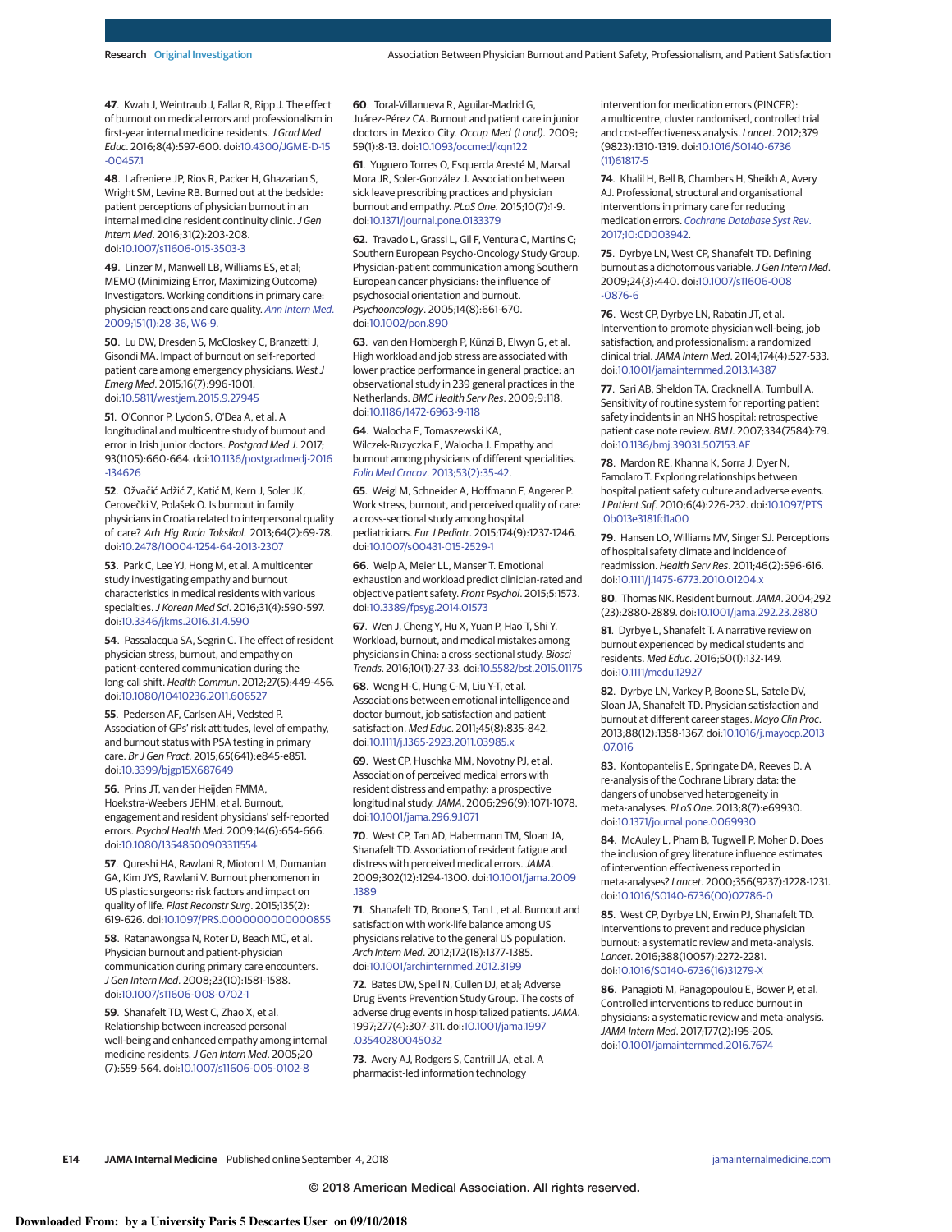47. Kwah J, Weintraub J, Fallar R, Ripp J. The effect of burnout on medical errors and professionalism in first-year internal medicine residents. *J Grad Med Educ*. 2016;8(4):597-600. doi:10.4300/JGME-D-15-00457.1

48. Lafreniere JP, Rios R, Packer H, Ghazarian S, Wright SM, Levine RB. Burned out at the bedside: patient perceptions of physician burnout in an internal medicine resident continuity clinic. *J Gen Intern Med*. 2016;31(2):203-208. doi:10.1007/s11606-015-3503-3

49. Linzer M, Manwell LB, Williams ES, et al; MEMO (Minimizing Error, Maximizing Outcome) Investigators. Working conditions in primary care: physician reactions and care quality. *Ann Intern Med*. 2009;151(1):28-36, W6-9.

50. Lu DW, Dresden S, McCloskey C, Branzetti J, Gisondi MA. Impact of burnout on self-reported patient care among emergency physicians. *West J Emerg Med*. 2015;16(7):996-1001. doi:10.5811/westjem.2015.9.27945

51. O'Connor P, Lydon S, O'Dea A, et al. A longitudinal and multicentre study of burnout and error in Irish junior doctors. *Postgrad Med J*. 2017;93(1105):660-664. doi:10.1136/postgradmedj-2016-134626

52. Ožvačić Adžić Z, Katić M, Kern J, Soler JK, Cerovečki V, Polašek O. Is burnout in family physicians in Croatia related to interpersonal quality of care? *Arh Hig Rada Toksikol*. 2013;64(2):69-78. doi:10.2478/10004-1254-64-2013-2307

53. Park C, Lee YJ, Hong M, et al. A multicenter study investigating empathy and burnout characteristics in medical residents with various specialties. *J Korean Med Sci*. 2016;31(4):590-597. doi:10.3346/jkms.2016.31.4.590

54. Passalacqua SA, Segrin C. The effect of resident physician stress, burnout, and empathy on patient-centered communication during the long-call shift. *Health Commun*. 2012;27(5):449-456. doi:10.1080/10410236.2011.606527

55. Pedersen AF, Carlsen AH, Vedsted P. Association of GPs' risk attitudes, level of empathy, and burnout status with PSA testing in primary care. *Br J Gen Pract*. 2015;65(641):e845-e851. doi:10.3399/bjgp15X687649

56. Prins JT, van der Heijden FMMA, Hoekstra-Weebers JEHM, et al. Burnout, engagement and resident physicians' self-reported errors. *Psychol Health Med*. 2009;14(6):654-666. doi:10.1080/13548500903311554

57. Qureshi HA, Rawlani R, Mioton LM, Dumanian GA, Kim JYS, Rawlani V. Burnout phenomenon in US plastic surgeons: risk factors and impact on quality of life. *Plast Reconstr Surg*. 2015;135(2):619-626. doi:10.1097/PRS.0000000000000855

58. Ratanawongsa N, Roter D, Beach MC, et al. Physician burnout and patient-physician communication during primary care encounters. *J Gen Intern Med*. 2008;23(10):1581-1588. doi:10.1007/s11606-008-0702-1

59. Shanafelt TD, West C, Zhao X, et al. Relationship between increased personal well-being and enhanced empathy among internal medicine residents. *J Gen Intern Med*. 2005;20(7):559-564. doi:10.1007/s11606-005-0102-8

60. Toral-Villanueva R, Aguilar-Madrid G, Juárez-Pérez CA. Burnout and patient care in junior doctors in Mexico City. *Occup Med (Lond)*. 2009;59(1):8-13. doi:10.1093/occmed/kqn122

61. Yuguero Torres O, Esquerda Aresté M, Marsal Mora JR, Soler-González J. Association between sick leave prescribing practices and physician burnout and empathy. *PLoS One*. 2015;10(7):1-9. doi:10.1371/journal.pone.0133379

62. Travado L, Grassi L, Gil F, Ventura C, Martins C; Southern European Psycho-Oncology Study Group. Physician-patient communication among Southern European cancer physicians: the influence of psychosocial orientation and burnout. *Psychooncology*. 2005;14(8):661-670. doi:10.1002/pon.890

63. van den Hombergh P, Künzi B, Elwyn G, et al. High workload and job stress are associated with lower practice performance in general practice: an observational study in 239 general practices in the Netherlands. *BMC Health Serv Res*. 2009;9:118. doi:10.1186/1472-6963-9-118

64. Walocha E, Tomaszewski KA, Wilczek-Ruzyczka E, Walocha J. Empathy and burnout among physicians of different specialities. *Folia Med Cracov*. 2013;53(2):35-42.

65. Weigl M, Schneider A, Hoffmann F, Angerer P. Work stress, burnout, and perceived quality of care: a cross-sectional study among hospital pediatricians. *Eur J Pediatr*. 2015;174(9):1237-1246. doi:10.1007/s00431-015-2529-1

66. Welp A, Meier LL, Manser T. Emotional exhaustion and workload predict clinician-rated and objective patient safety. *Front Psychol*. 2015;5:1573. doi:10.3389/fpsyg.2014.01573

67. Wen J, Cheng Y, Hu X, Yuan P, Hao T, Shi Y. Workload, burnout, and medical mistakes among physicians in China: a cross-sectional study. *Biosci Trends*. 2016;10(1):27-33. doi:10.5582/bst.2015.01175

68. Weng H-C, Hung C-M, Liu Y-T, et al. Associations between emotional intelligence and doctor burnout, job satisfaction and patient satisfaction. *Med Educ*. 2011;45(8):835-842. doi:10.1111/j.1365-2923.2011.03985.x

69. West CP, Huschka MM, Novotny PJ, et al. Association of perceived medical errors with resident distress and empathy: a prospective longitudinal study. *JAMA*. 2006;296(9):1071-1078. doi:10.1001/jama.296.9.1071

70. West CP, Tan AD, Habermann TM, Sloan JA, Shanafelt TD. Association of resident fatigue and distress with perceived medical errors. *JAMA*. 2009;302(12):1294-1300. doi:10.1001/jama.2009.1389

71. Shanafelt TD, Boone S, Tan L, et al. Burnout and satisfaction with work-life balance among US physicians relative to the general US population. *Arch Intern Med*. 2012;172(18):1377-1385. doi:10.1001/archinternmed.2012.3199

72. Bates DW, Spell N, Cullen DJ, et al; Adverse Drug Events Prevention Study Group. The costs of adverse drug events in hospitalized patients. *JAMA*. 1997;277(4):307-311. doi:10.1001/jama.1997.03540280045032

73. Avery AJ, Rodgers S, Cantrill JA, et al. A pharmacist-led information technology intervention for medication errors (PINCER): a multicentre, cluster randomised, controlled trial and cost-effectiveness analysis. *Lancet*. 2012;379(9823):1310-1319. doi:10.1016/S0140-6736(11)61817-5

74. Khalil H, Bell B, Chambers H, Sheikh A, Avery AJ. Professional, structural and organisational interventions in primary care for reducing medication errors. *Cochrane Database Syst Rev*. 2017;10:CD003942.

75. Dyrbye LN, West CP, Shanafelt TD. Defining burnout as a dichotomous variable. *J Gen Intern Med*. 2009;24(3):440. doi:10.1007/s11606-008-0876-6

76. West CP, Dyrbye LN, Rabatin JT, et al. Intervention to promote physician well-being, job satisfaction, and professionalism: a randomized clinical trial. *JAMA Intern Med*. 2014;174(4):527-533. doi:10.1001/jamainternmed.2013.14387

77. Sari AB, Sheldon TA, Cracknell A, Turnbull A. Sensitivity of routine system for reporting patient safety incidents in an NHS hospital: retrospective patient case note review. *BMJ*. 2007;334(7584):79. doi:10.1136/bmj.39031.507153.AE

78. Mardon RE, Khanna K, Sorra J, Dyer N, Famolaro T. Exploring relationships between hospital patient safety culture and adverse events. *J Patient Saf*. 2010;6(4):226-232. doi:10.1097/PTS.0b013e3181fd1a00

79. Hansen LO, Williams MV, Singer SJ. Perceptions of hospital safety climate and incidence of readmission. *Health Serv Res*. 2011;46(2):596-616. doi:10.1111/j.1475-6773.2010.01204.x

80. Thomas NK. Resident burnout. *JAMA*. 2004;292(23):2880-2889. doi:10.1001/jama.292.23.2880

81. Dyrbye L, Shanafelt T. A narrative review on burnout experienced by medical students and residents. *Med Educ*. 2016;50(1):132-149. doi:10.1111/medu.12927

82. Dyrbye LN, Varkey P, Boone SL, Satele DV, Sloan JA, Shanafelt TD. Physician satisfaction and burnout at different career stages. *Mayo Clin Proc*. 2013;88(12):1358-1367. doi:10.1016/j.mayocp.2013.07.016

83. Kontopantelis E, Springate DA, Reeves D. A re-analysis of the Cochrane Library data: the dangers of unobserved heterogeneity in meta-analyses. *PLoS One*. 2013;8(7):e69930. doi:10.1371/journal.pone.0069930

84. McAuley L, Pham B, Tugwell P, Moher D. Does the inclusion of grey literature influence estimates of intervention effectiveness reported in meta-analyses? *Lancet*. 2000;356(9237):1228-1231. doi:10.1016/S0140-6736(00)02786-0

85. West CP, Dyrbye LN, Erwin PJ, Shanafelt TD. Interventions to prevent and reduce physician burnout: a systematic review and meta-analysis. *Lancet*. 2016;388(10057):2272-2281. doi:10.1016/S0140-6736(16)31279-X

86. Panagioti M, Panagopoulou E, Bower P, et al. Controlled interventions to reduce burnout in physicians: a systematic review and meta-analysis. *JAMA Intern Med*. 2017;177(2):195-205. doi:10.1001/jamainternmed.2016.7674